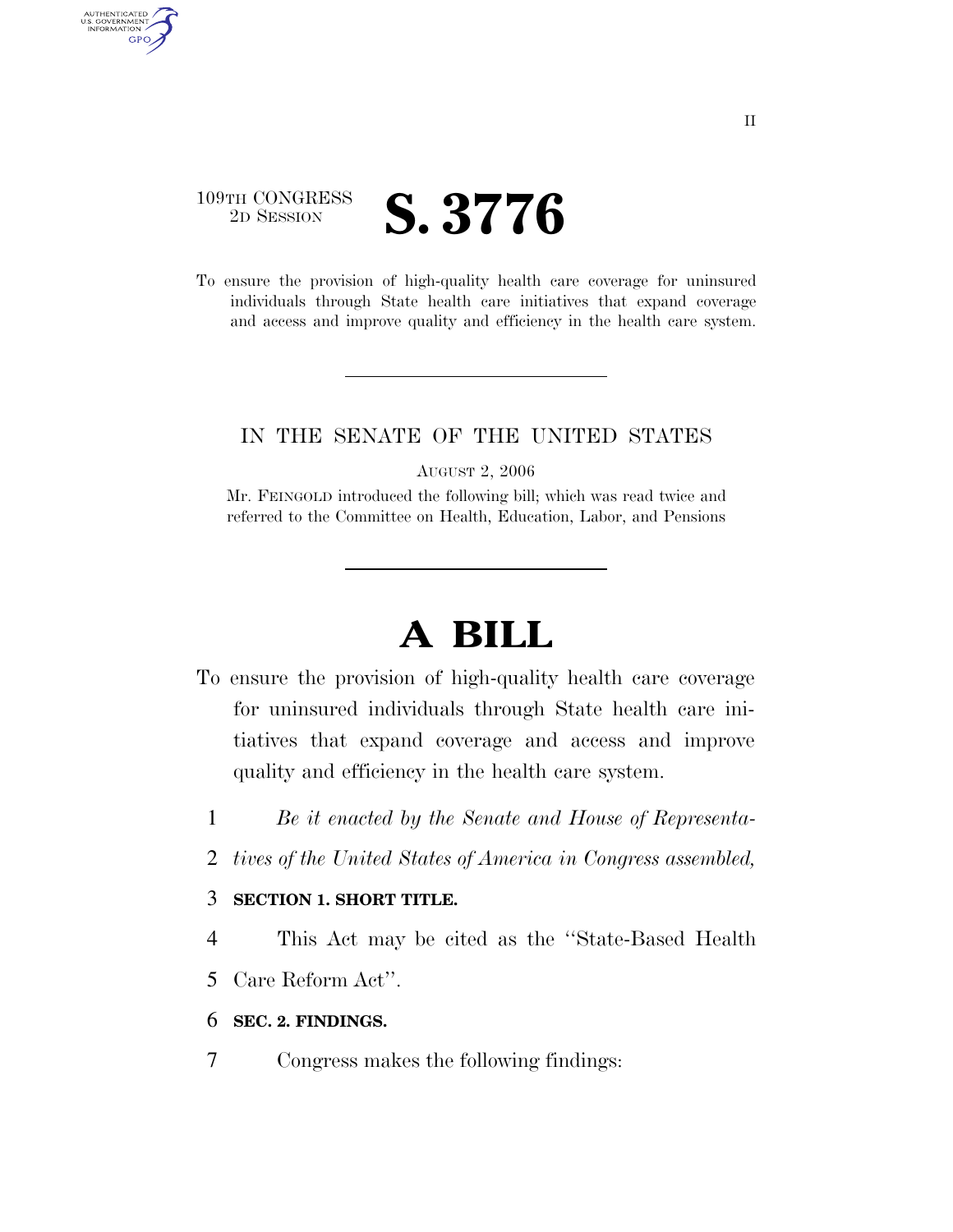109TH CONGRESS
2D SESSION

# S. 3776

To ensure the provision of high-quality health care coverage for uninsured individuals through State health care initiatives that expand coverage and access and improve quality and efficiency in the health care system.

---

IN THE SENATE OF THE UNITED STATES

AUGUST 2, 2006

Mr. FEINGOLD introduced the following bill; which was read twice and referred to the Committee on Health, Education, Labor, and Pensions

---

# A BILL

To ensure the provision of high-quality health care coverage for uninsured individuals through State health care initiatives that expand coverage and access and improve quality and efficiency in the health care system.

1 *Be it enacted by the Senate and House of Representa-*
2 *tives of the United States of America in Congress assembled,*

3 **SECTION 1. SHORT TITLE.**

4 This Act may be cited as the ''State-Based Health
5 Care Reform Act''.

6 **SEC. 2. FINDINGS.**

7 Congress makes the following findings: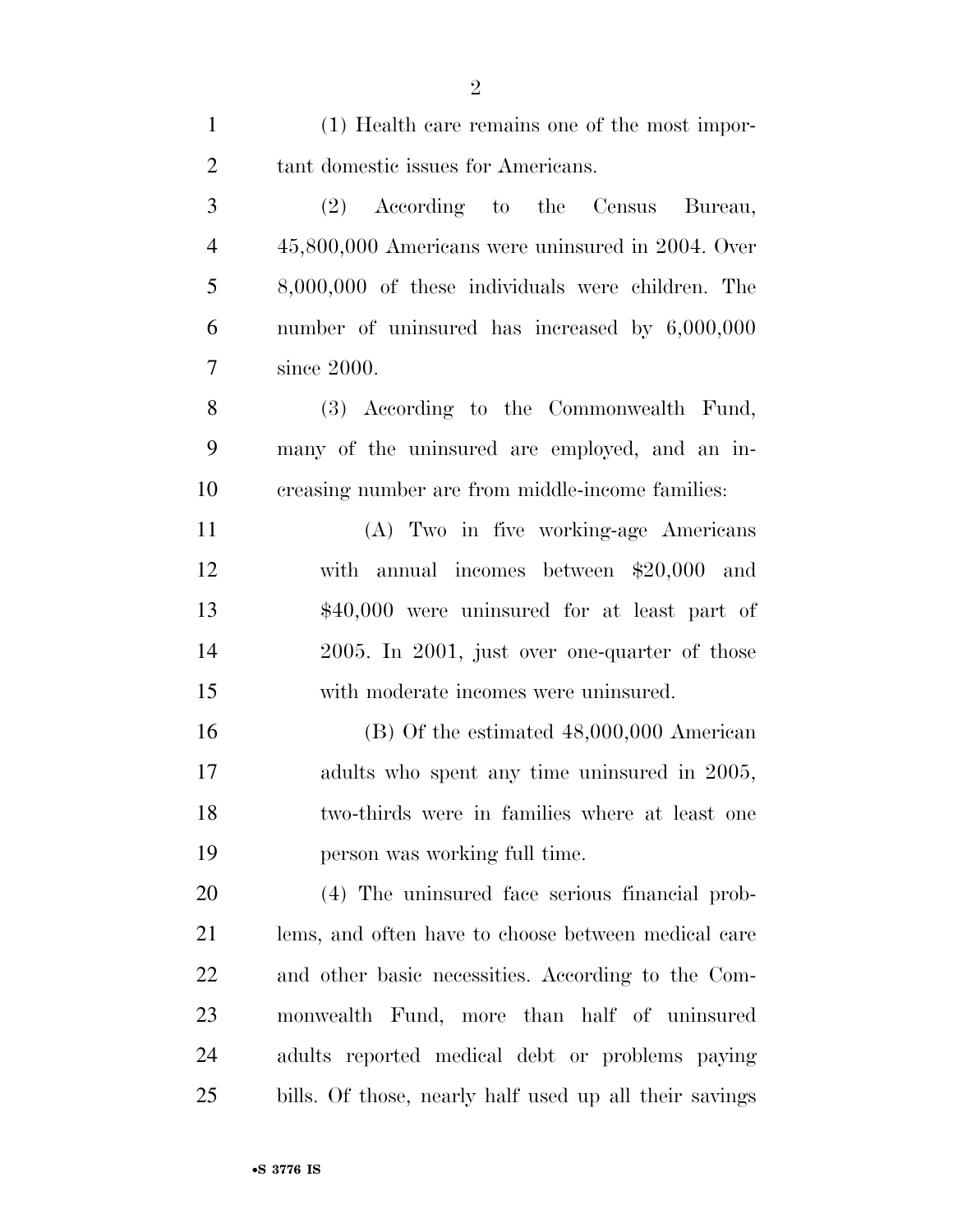(1) Health care remains one of the most important domestic issues for Americans.

(2) According to the Census Bureau, 45,800,000 Americans were uninsured in 2004. Over 8,000,000 of these individuals were children. The number of uninsured has increased by 6,000,000 since 2000.

(3) According to the Commonwealth Fund, many of the uninsured are employed, and an increasing number are from middle-income families:

(A) Two in five working-age Americans with annual incomes between $20,000 and $40,000 were uninsured for at least part of 2005. In 2001, just over one-quarter of those with moderate incomes were uninsured.

(B) Of the estimated 48,000,000 American adults who spent any time uninsured in 2005, two-thirds were in families where at least one person was working full time.

(4) The uninsured face serious financial problems, and often have to choose between medical care and other basic necessities. According to the Commonwealth Fund, more than half of uninsured adults reported medical debt or problems paying bills. Of those, nearly half used up all their savings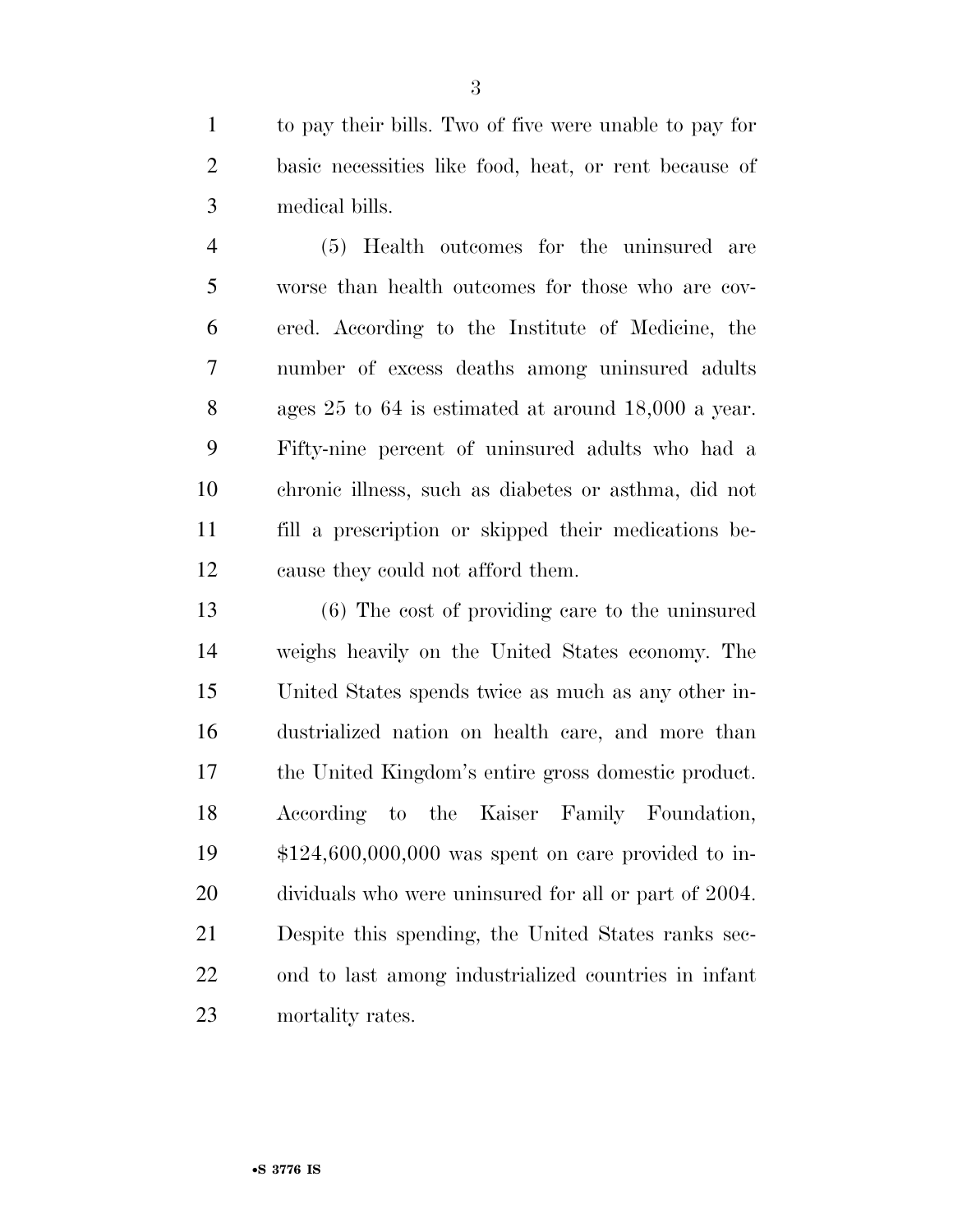to pay their bills. Two of five were unable to pay for basic necessities like food, heat, or rent because of medical bills.

(5) Health outcomes for the uninsured are worse than health outcomes for those who are covered. According to the Institute of Medicine, the number of excess deaths among uninsured adults ages 25 to 64 is estimated at around 18,000 a year. Fifty-nine percent of uninsured adults who had a chronic illness, such as diabetes or asthma, did not fill a prescription or skipped their medications because they could not afford them.

(6) The cost of providing care to the uninsured weighs heavily on the United States economy. The United States spends twice as much as any other industrialized nation on health care, and more than the United Kingdom's entire gross domestic product. According to the Kaiser Family Foundation, $124,600,000,000 was spent on care provided to individuals who were uninsured for all or part of 2004. Despite this spending, the United States ranks second to last among industrialized countries in infant mortality rates.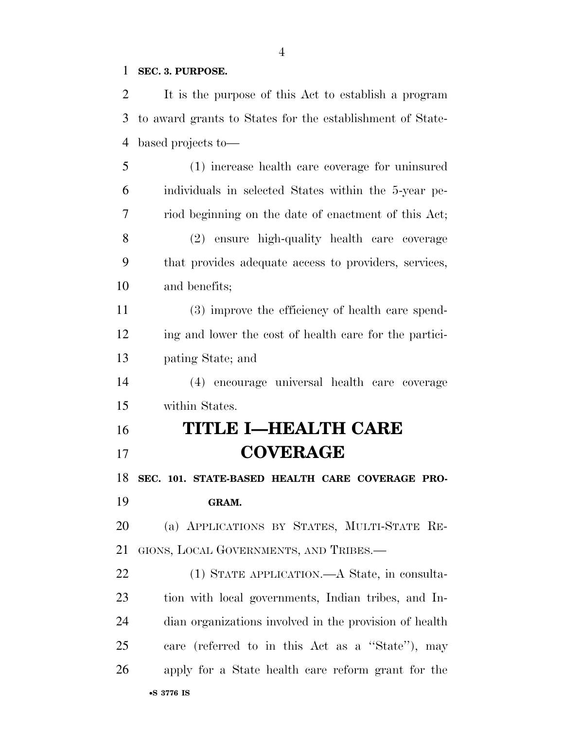**SEC. 3. PURPOSE.**

It is the purpose of this Act to establish a program to award grants to States for the establishment of State-based projects to—

(1) increase health care coverage for uninsured individuals in selected States within the 5-year period beginning on the date of enactment of this Act;

(2) ensure high-quality health care coverage that provides adequate access to providers, services, and benefits;

(3) improve the efficiency of health care spending and lower the cost of health care for the participating State; and

(4) encourage universal health care coverage within States.

# TITLE I—HEALTH CARE COVERAGE

**SEC. 101. STATE-BASED HEALTH CARE COVERAGE PROGRAM.**

(a) APPLICATIONS BY STATES, MULTI-STATE REGIONS, LOCAL GOVERNMENTS, AND TRIBES.—

(1) STATE APPLICATION.—A State, in consultation with local governments, Indian tribes, and Indian organizations involved in the provision of health care (referred to in this Act as a ''State''), may apply for a State health care reform grant for the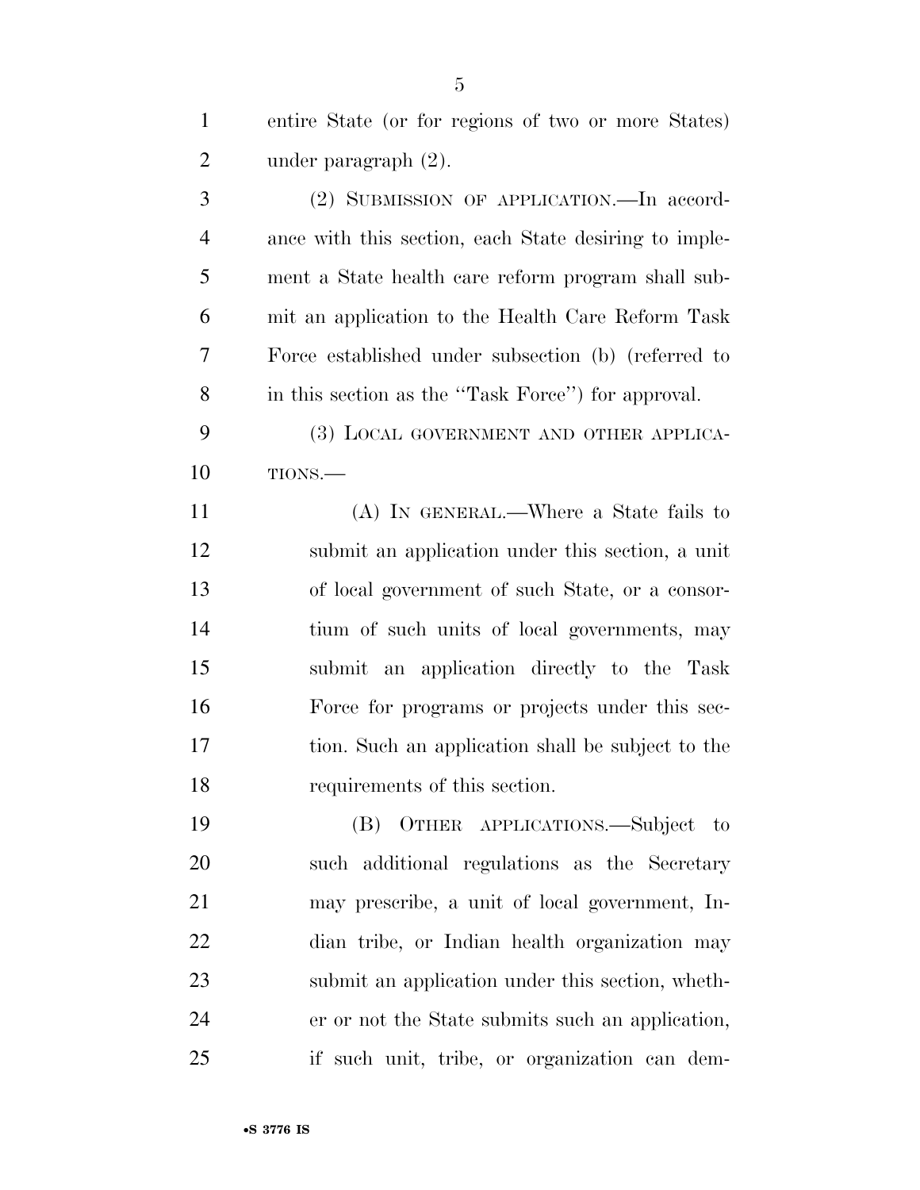entire State (or for regions of two or more States) under paragraph (2).

(2) SUBMISSION OF APPLICATION.—In accordance with this section, each State desiring to implement a State health care reform program shall submit an application to the Health Care Reform Task Force established under subsection (b) (referred to in this section as the ''Task Force'') for approval.

(3) LOCAL GOVERNMENT AND OTHER APPLICATIONS.—

(A) IN GENERAL.—Where a State fails to submit an application under this section, a unit of local government of such State, or a consortium of such units of local governments, may submit an application directly to the Task Force for programs or projects under this section. Such an application shall be subject to the requirements of this section.

(B) OTHER APPLICATIONS.—Subject to such additional regulations as the Secretary may prescribe, a unit of local government, Indian tribe, or Indian health organization may submit an application under this section, whether or not the State submits such an application, if such unit, tribe, or organization can dem-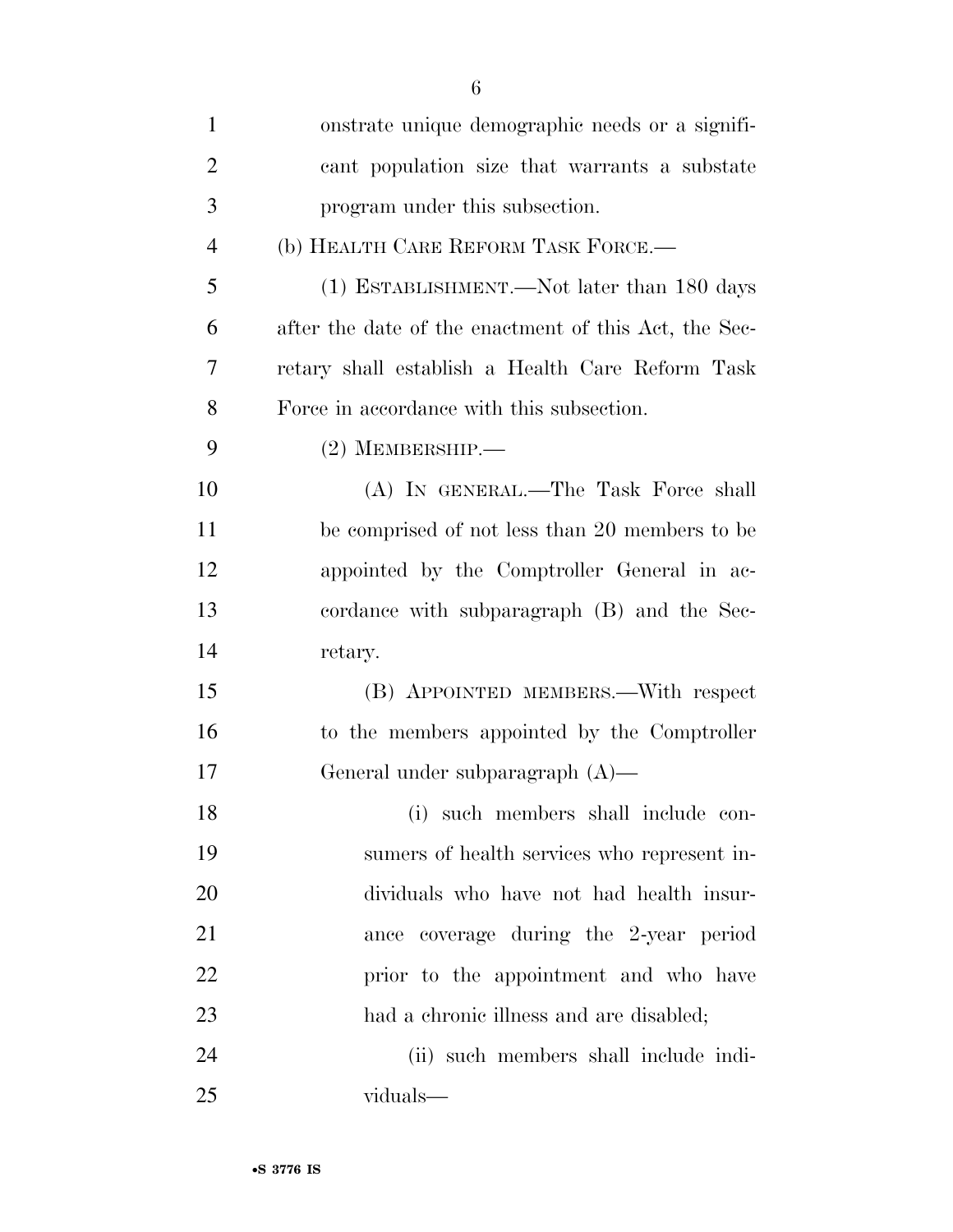onstrate unique demographic needs or a significant population size that warrants a substate program under this subsection.

(b) HEALTH CARE REFORM TASK FORCE.—

(1) ESTABLISHMENT.—Not later than 180 days after the date of the enactment of this Act, the Secretary shall establish a Health Care Reform Task Force in accordance with this subsection.

(2) MEMBERSHIP.—

(A) IN GENERAL.—The Task Force shall be comprised of not less than 20 members to be appointed by the Comptroller General in accordance with subparagraph (B) and the Secretary.

(B) APPOINTED MEMBERS.—With respect to the members appointed by the Comptroller General under subparagraph (A)—

(i) such members shall include consumers of health services who represent individuals who have not had health insurance coverage during the 2-year period prior to the appointment and who have had a chronic illness and are disabled;

(ii) such members shall include individuals—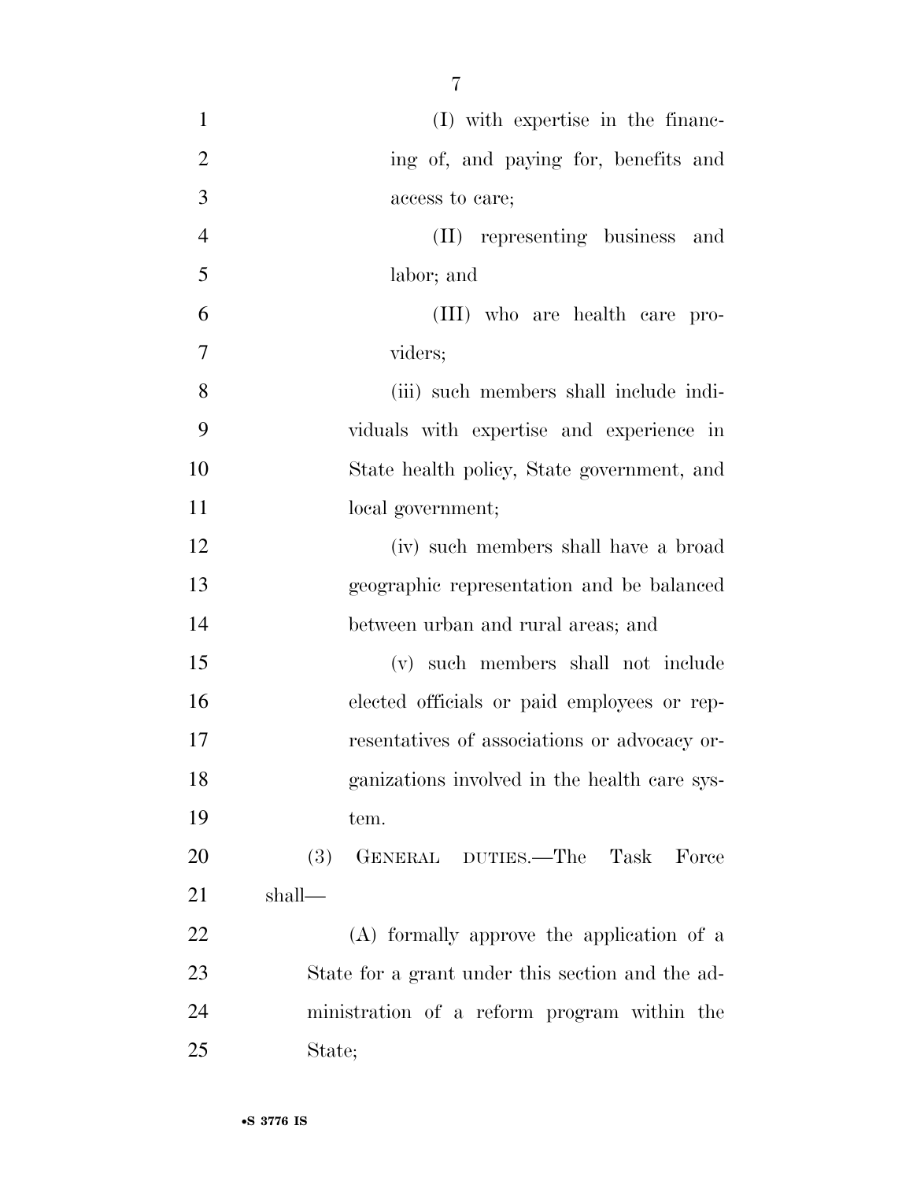(I) with expertise in the financing of, and paying for, benefits and access to care;

(II) representing business and labor; and

(III) who are health care providers;

(iii) such members shall include individuals with expertise and experience in State health policy, State government, and local government;

(iv) such members shall have a broad geographic representation and be balanced between urban and rural areas; and

(v) such members shall not include elected officials or paid employees or representatives of associations or advocacy organizations involved in the health care system.

(3) GENERAL DUTIES.—The Task Force shall—

(A) formally approve the application of a State for a grant under this section and the administration of a reform program within the State;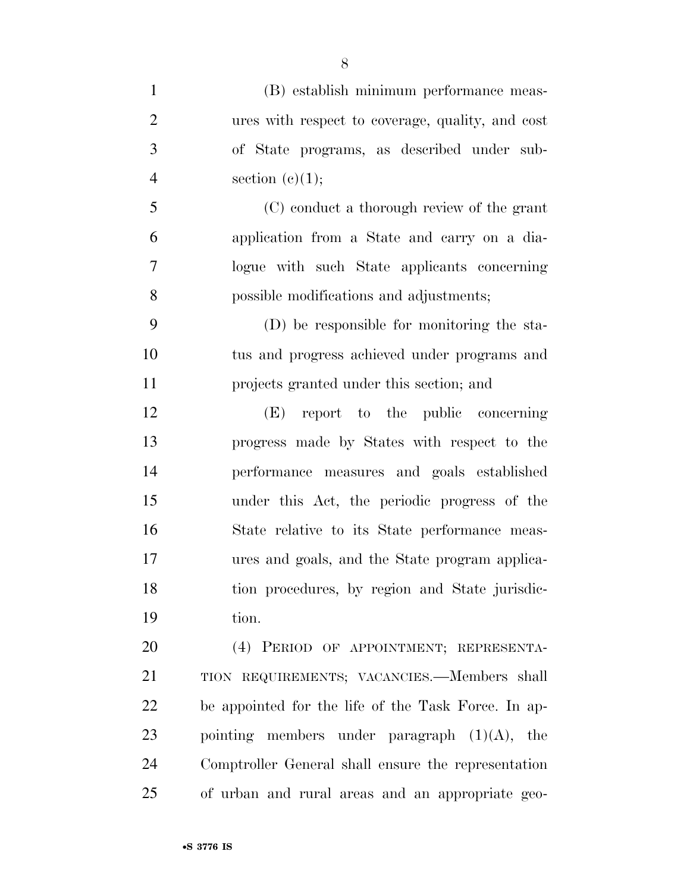(B) establish minimum performance measures with respect to coverage, quality, and cost of State programs, as described under subsection (c)(1);

(C) conduct a thorough review of the grant application from a State and carry on a dialogue with such State applicants concerning possible modifications and adjustments;

(D) be responsible for monitoring the status and progress achieved under programs and projects granted under this section; and

(E) report to the public concerning progress made by States with respect to the performance measures and goals established under this Act, the periodic progress of the State relative to its State performance measures and goals, and the State program application procedures, by region and State jurisdiction.

(4) PERIOD OF APPOINTMENT; REPRESENTATION REQUIREMENTS; VACANCIES.—Members shall be appointed for the life of the Task Force. In appointing members under paragraph (1)(A), the Comptroller General shall ensure the representation of urban and rural areas and an appropriate geo-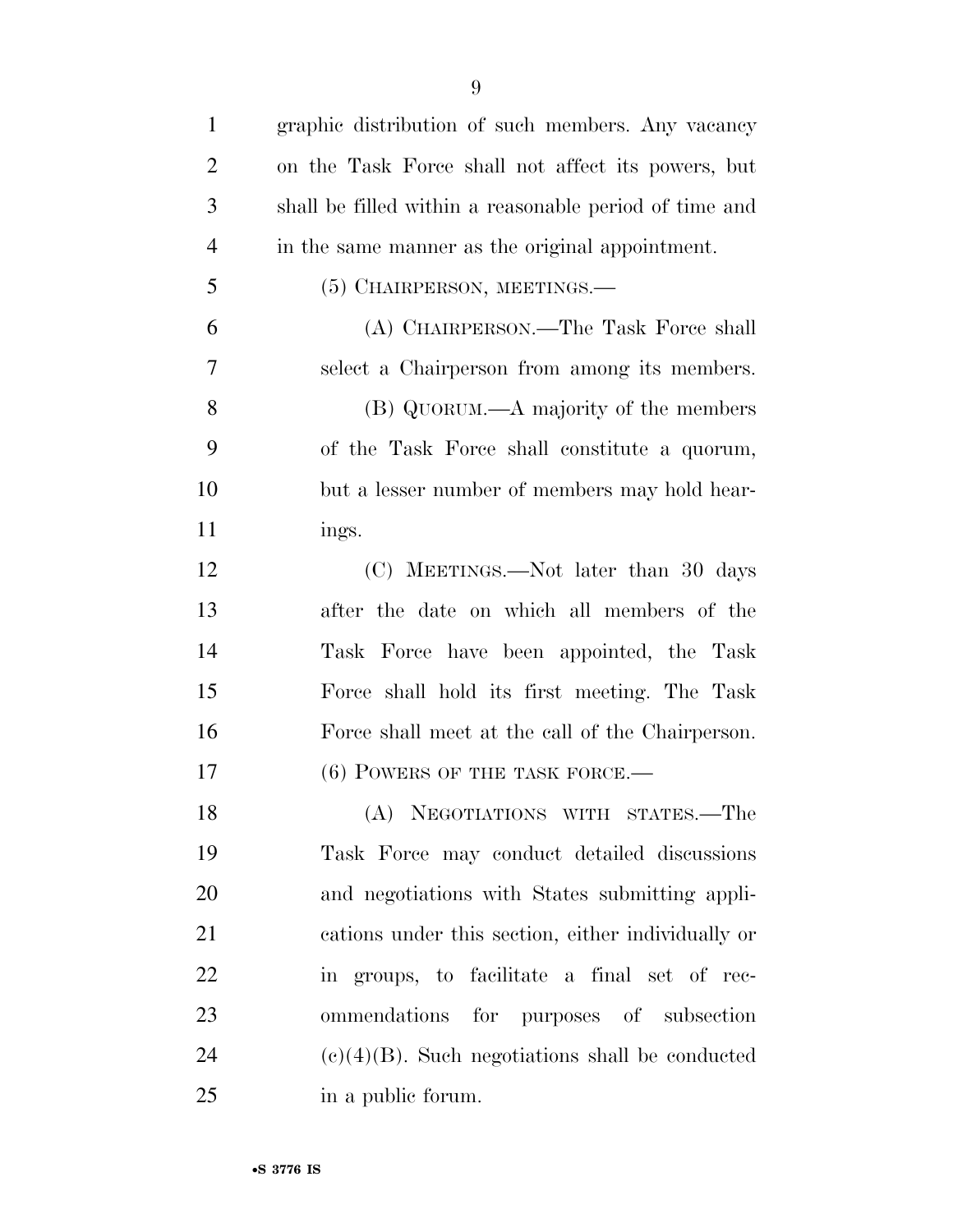graphic distribution of such members. Any vacancy on the Task Force shall not affect its powers, but shall be filled within a reasonable period of time and in the same manner as the original appointment.

(5) CHAIRPERSON, MEETINGS.—

(A) CHAIRPERSON.—The Task Force shall select a Chairperson from among its members.

(B) QUORUM.—A majority of the members of the Task Force shall constitute a quorum, but a lesser number of members may hold hearings.

(C) MEETINGS.—Not later than 30 days after the date on which all members of the Task Force have been appointed, the Task Force shall hold its first meeting. The Task Force shall meet at the call of the Chairperson.

(6) POWERS OF THE TASK FORCE.—

(A) NEGOTIATIONS WITH STATES.—The Task Force may conduct detailed discussions and negotiations with States submitting applications under this section, either individually or in groups, to facilitate a final set of recommendations for purposes of subsection (c)(4)(B). Such negotiations shall be conducted in a public forum.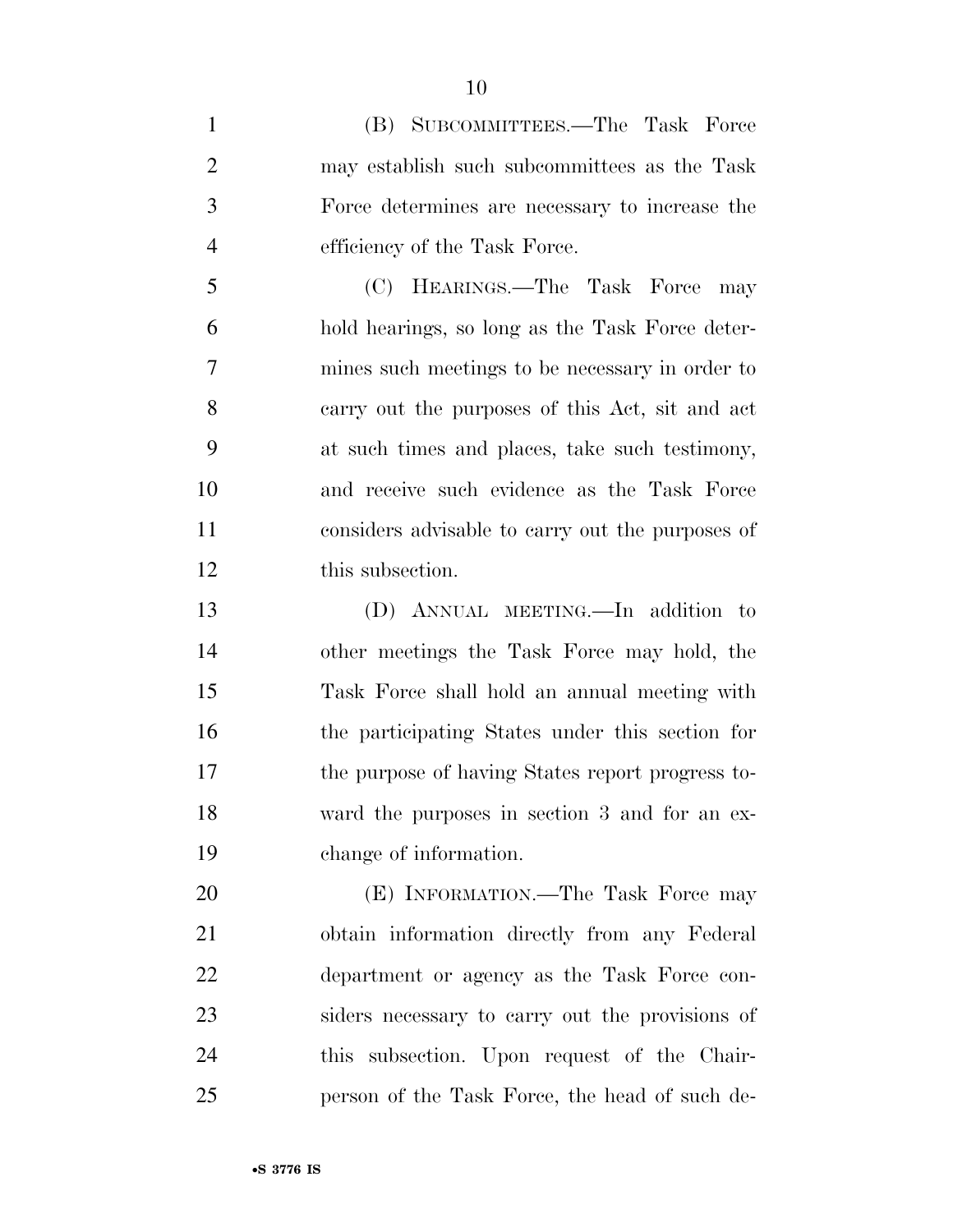(B) SUBCOMMITTEES.—The Task Force may establish such subcommittees as the Task Force determines are necessary to increase the efficiency of the Task Force.

(C) HEARINGS.—The Task Force may hold hearings, so long as the Task Force determines such meetings to be necessary in order to carry out the purposes of this Act, sit and act at such times and places, take such testimony, and receive such evidence as the Task Force considers advisable to carry out the purposes of this subsection.

(D) ANNUAL MEETING.—In addition to other meetings the Task Force may hold, the Task Force shall hold an annual meeting with the participating States under this section for the purpose of having States report progress toward the purposes in section 3 and for an exchange of information.

(E) INFORMATION.—The Task Force may obtain information directly from any Federal department or agency as the Task Force considers necessary to carry out the provisions of this subsection. Upon request of the Chairperson of the Task Force, the head of such de-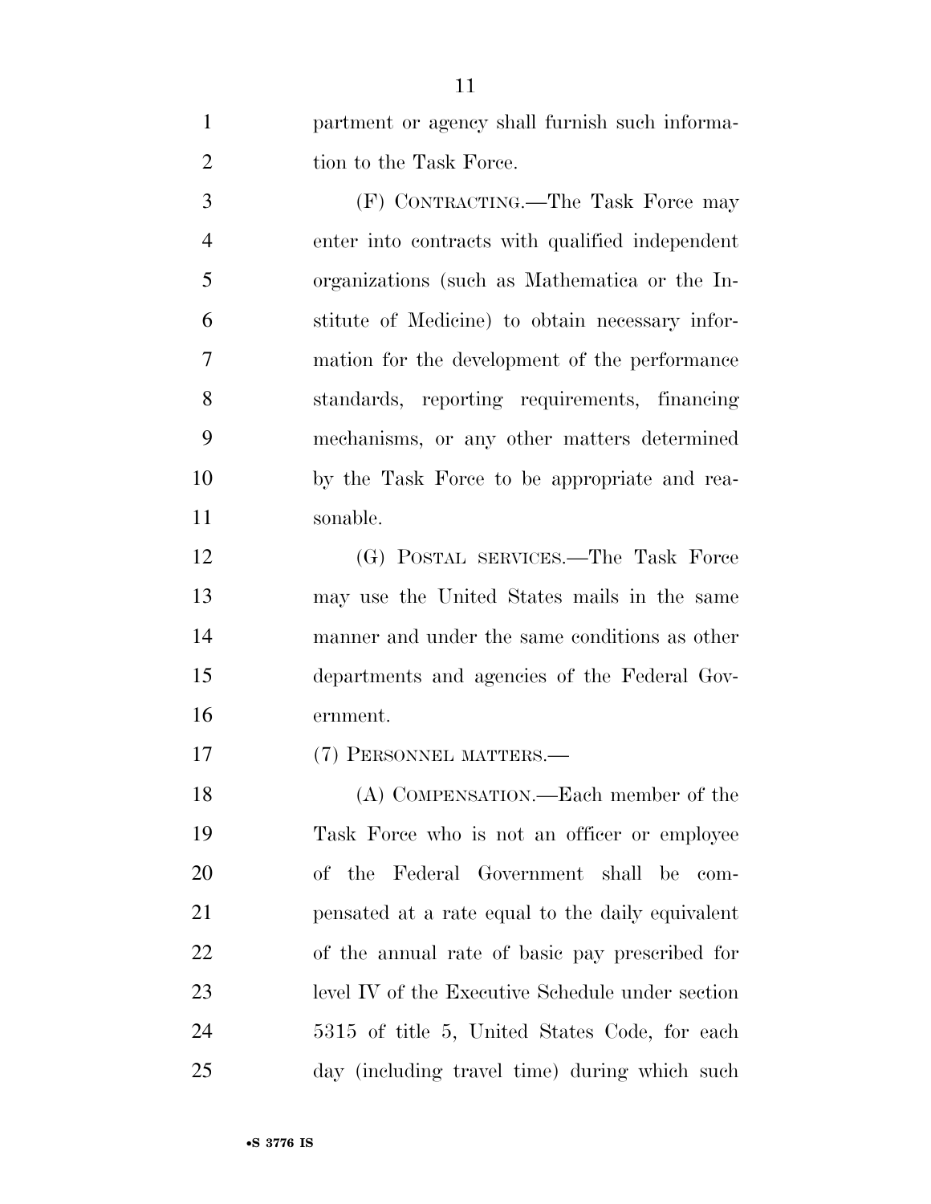partment or agency shall furnish such information to the Task Force.

(F) CONTRACTING.—The Task Force may enter into contracts with qualified independent organizations (such as Mathematica or the Institute of Medicine) to obtain necessary information for the development of the performance standards, reporting requirements, financing mechanisms, or any other matters determined by the Task Force to be appropriate and reasonable.

(G) POSTAL SERVICES.—The Task Force may use the United States mails in the same manner and under the same conditions as other departments and agencies of the Federal Government.

(7) PERSONNEL MATTERS.—

(A) COMPENSATION.—Each member of the Task Force who is not an officer or employee of the Federal Government shall be compensated at a rate equal to the daily equivalent of the annual rate of basic pay prescribed for level IV of the Executive Schedule under section 5315 of title 5, United States Code, for each day (including travel time) during which such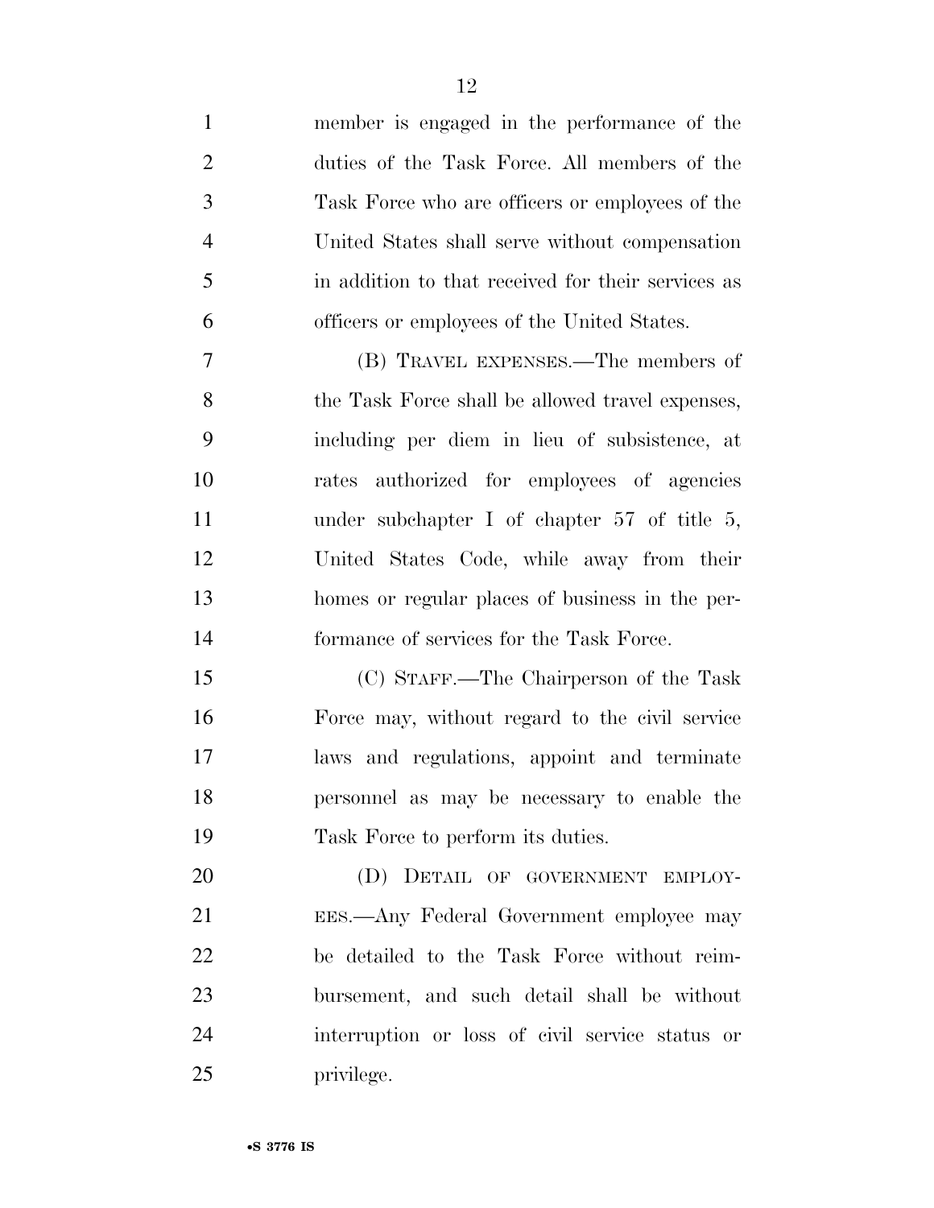member is engaged in the performance of the duties of the Task Force. All members of the Task Force who are officers or employees of the United States shall serve without compensation in addition to that received for their services as officers or employees of the United States.

(B) TRAVEL EXPENSES.—The members of the Task Force shall be allowed travel expenses, including per diem in lieu of subsistence, at rates authorized for employees of agencies under subchapter I of chapter 57 of title 5, United States Code, while away from their homes or regular places of business in the performance of services for the Task Force.

(C) STAFF.—The Chairperson of the Task Force may, without regard to the civil service laws and regulations, appoint and terminate personnel as may be necessary to enable the Task Force to perform its duties.

(D) DETAIL OF GOVERNMENT EMPLOYEES.—Any Federal Government employee may be detailed to the Task Force without reimbursement, and such detail shall be without interruption or loss of civil service status or privilege.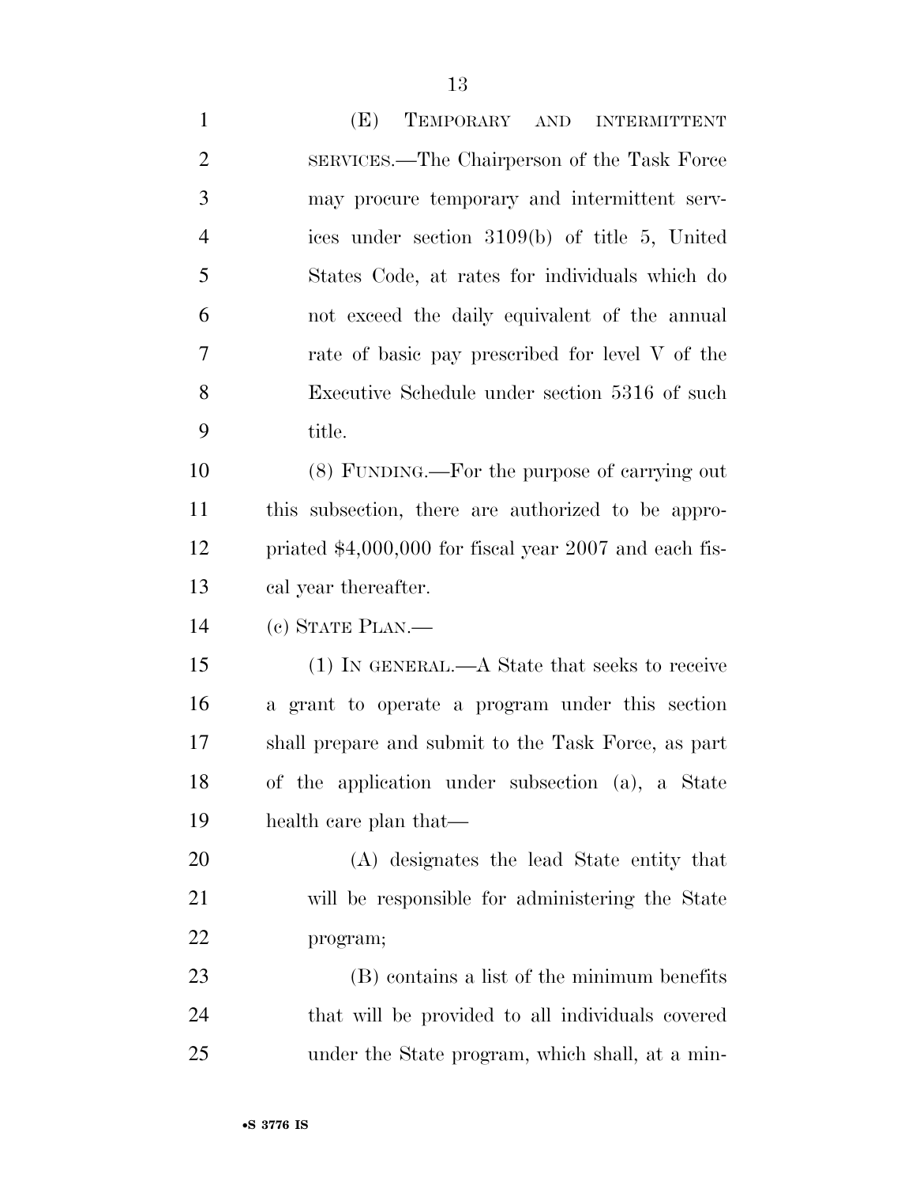(E) TEMPORARY AND INTERMITTENT SERVICES.—The Chairperson of the Task Force may procure temporary and intermittent services under section 3109(b) of title 5, United States Code, at rates for individuals which do not exceed the daily equivalent of the annual rate of basic pay prescribed for level V of the Executive Schedule under section 5316 of such title.

(8) FUNDING.—For the purpose of carrying out this subsection, there are authorized to be appropriated $4,000,000 for fiscal year 2007 and each fiscal year thereafter.

(c) STATE PLAN.—

(1) IN GENERAL.—A State that seeks to receive a grant to operate a program under this section shall prepare and submit to the Task Force, as part of the application under subsection (a), a State health care plan that—

(A) designates the lead State entity that will be responsible for administering the State program;

(B) contains a list of the minimum benefits that will be provided to all individuals covered under the State program, which shall, at a min-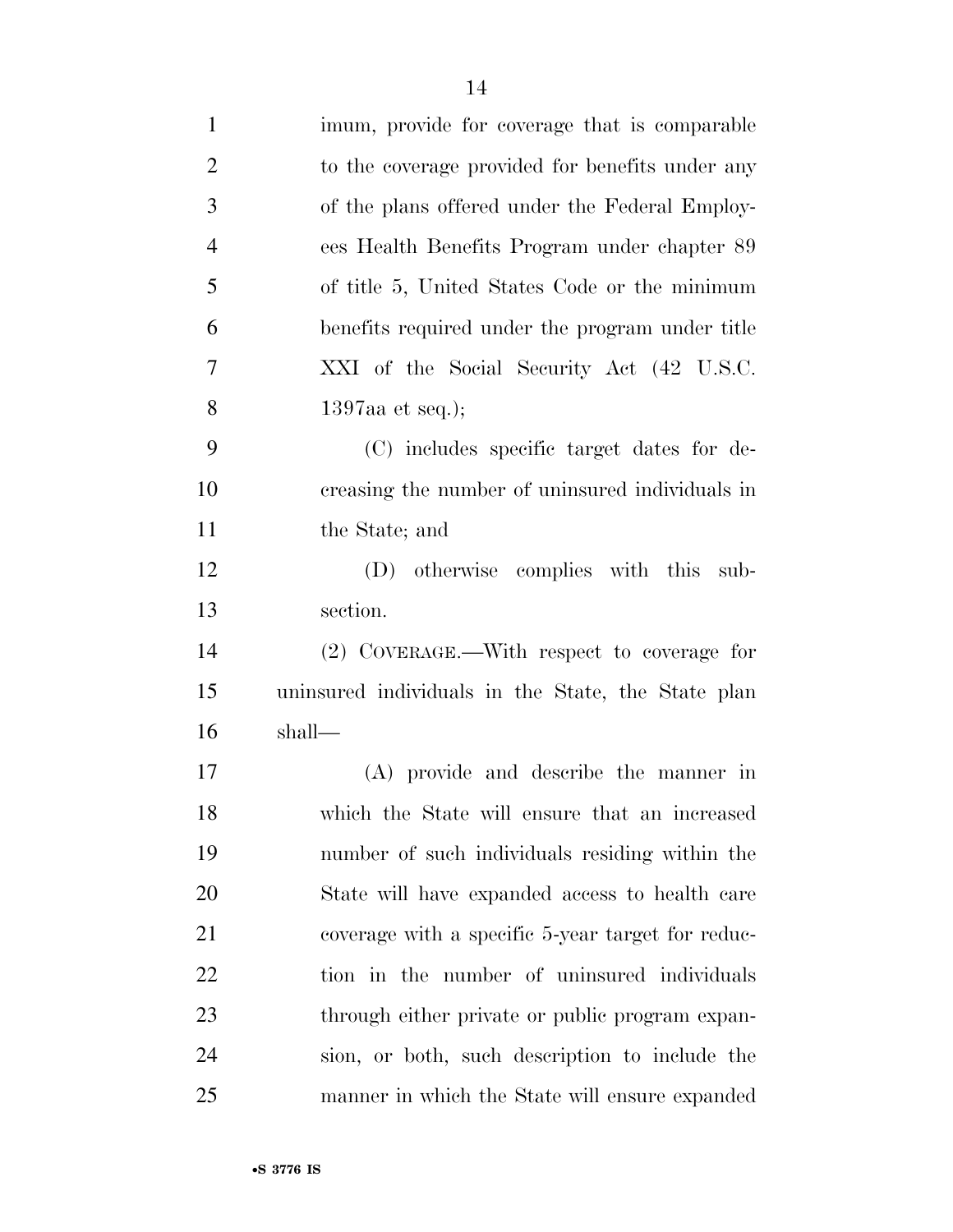imum, provide for coverage that is comparable to the coverage provided for benefits under any of the plans offered under the Federal Employees Health Benefits Program under chapter 89 of title 5, United States Code or the minimum benefits required under the program under title XXI of the Social Security Act (42 U.S.C. 1397aa et seq.);

(C) includes specific target dates for decreasing the number of uninsured individuals in the State; and

(D) otherwise complies with this subsection.

(2) COVERAGE.—With respect to coverage for uninsured individuals in the State, the State plan shall—

(A) provide and describe the manner in which the State will ensure that an increased number of such individuals residing within the State will have expanded access to health care coverage with a specific 5-year target for reduction in the number of uninsured individuals through either private or public program expansion, or both, such description to include the manner in which the State will ensure expanded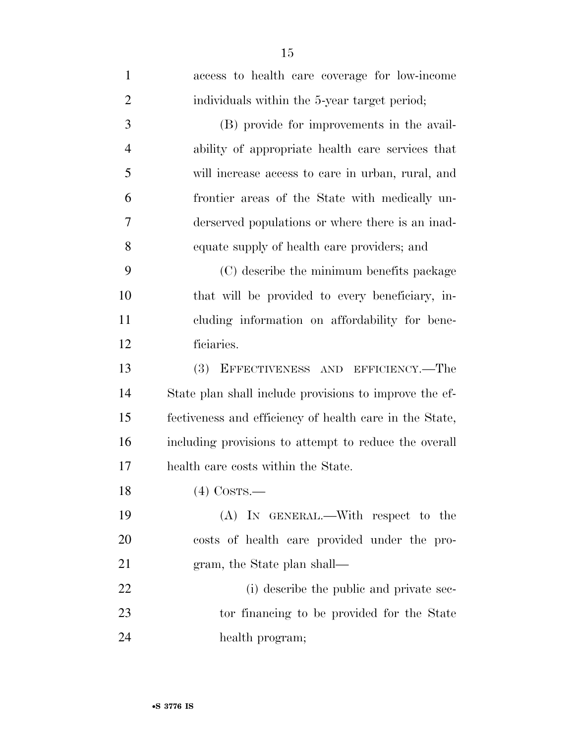access to health care coverage for low-income individuals within the 5-year target period;

(B) provide for improvements in the availability of appropriate health care services that will increase access to care in urban, rural, and frontier areas of the State with medically underserved populations or where there is an inadequate supply of health care providers; and

(C) describe the minimum benefits package that will be provided to every beneficiary, including information on affordability for beneficiaries.

(3) EFFECTIVENESS AND EFFICIENCY.—The State plan shall include provisions to improve the effectiveness and efficiency of health care in the State, including provisions to attempt to reduce the overall health care costs within the State.

(4) COSTS.—

(A) IN GENERAL.—With respect to the costs of health care provided under the program, the State plan shall—

(i) describe the public and private sector financing to be provided for the State health program;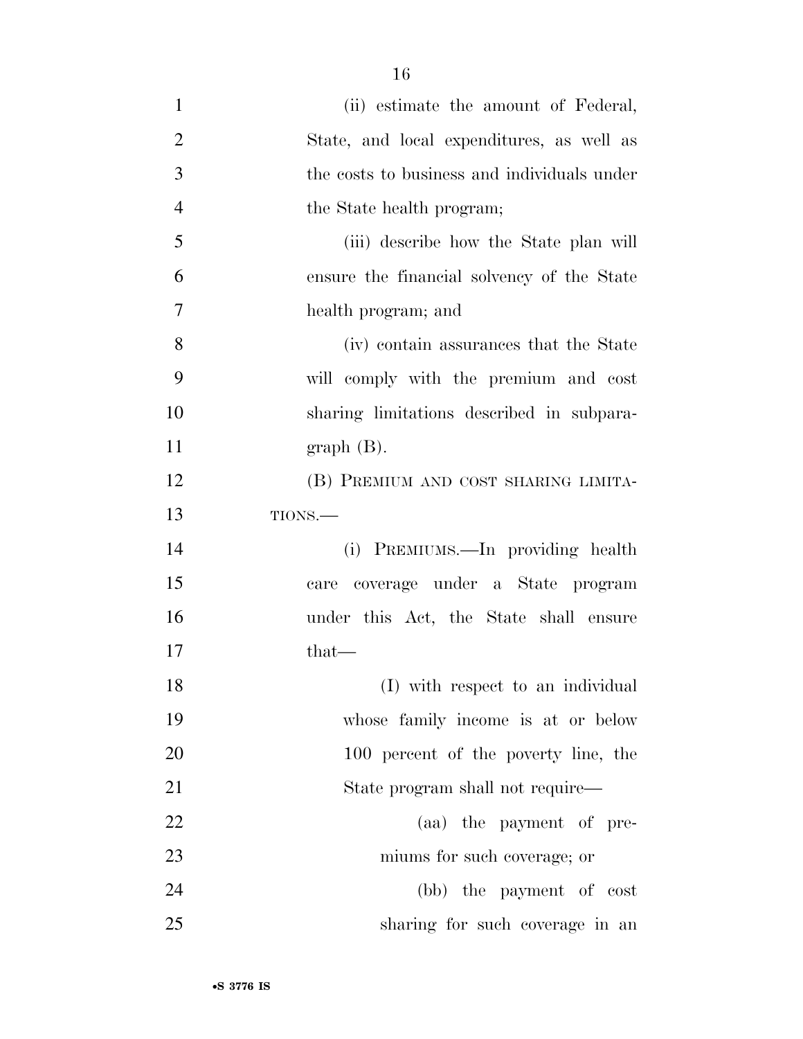(ii) estimate the amount of Federal, State, and local expenditures, as well as the costs to business and individuals under the State health program;

(iii) describe how the State plan will ensure the financial solvency of the State health program; and

(iv) contain assurances that the State will comply with the premium and cost sharing limitations described in subparagraph (B).

(B) PREMIUM AND COST SHARING LIMITATIONS.—

(i) PREMIUMS.—In providing health care coverage under a State program under this Act, the State shall ensure that—

(I) with respect to an individual whose family income is at or below 100 percent of the poverty line, the State program shall not require—

(aa) the payment of premiums for such coverage; or

(bb) the payment of cost sharing for such coverage in an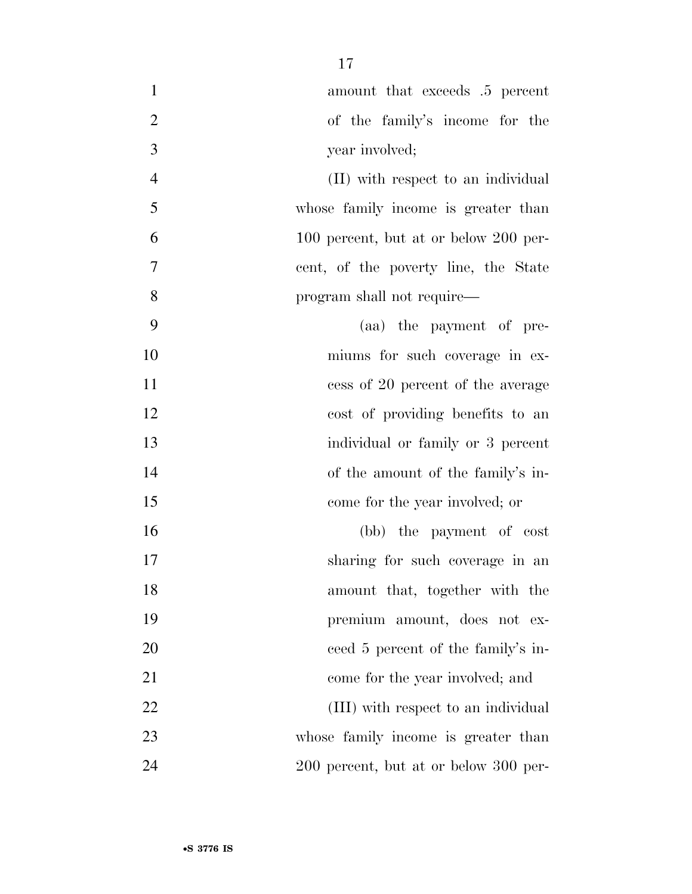amount that exceeds .5 percent of the family's income for the year involved;

(II) with respect to an individual whose family income is greater than 100 percent, but at or below 200 percent, of the poverty line, the State program shall not require—

(aa) the payment of premiums for such coverage in excess of 20 percent of the average cost of providing benefits to an individual or family or 3 percent of the amount of the family's income for the year involved; or

(bb) the payment of cost sharing for such coverage in an amount that, together with the premium amount, does not exceed 5 percent of the family's income for the year involved; and

(III) with respect to an individual whose family income is greater than 200 percent, but at or below 300 per-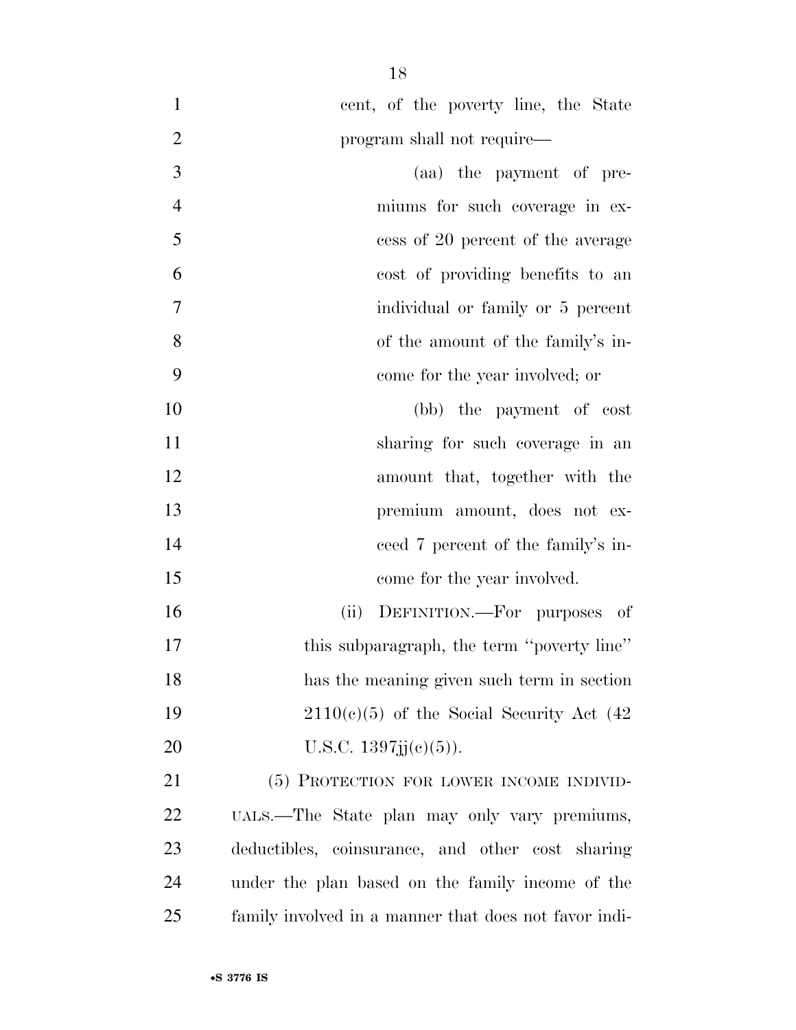cent, of the poverty line, the State program shall not require—

(aa) the payment of premiums for such coverage in excess of 20 percent of the average cost of providing benefits to an individual or family or 5 percent of the amount of the family's income for the year involved; or

(bb) the payment of cost sharing for such coverage in an amount that, together with the premium amount, does not exceed 7 percent of the family's income for the year involved.

(ii) DEFINITION.—For purposes of this subparagraph, the term "poverty line" has the meaning given such term in section 2110(c)(5) of the Social Security Act (42 U.S.C. 1397jj(c)(5)).

(5) PROTECTION FOR LOWER INCOME INDIVIDUALS.—The State plan may only vary premiums, deductibles, coinsurance, and other cost sharing under the plan based on the family income of the family involved in a manner that does not favor indi-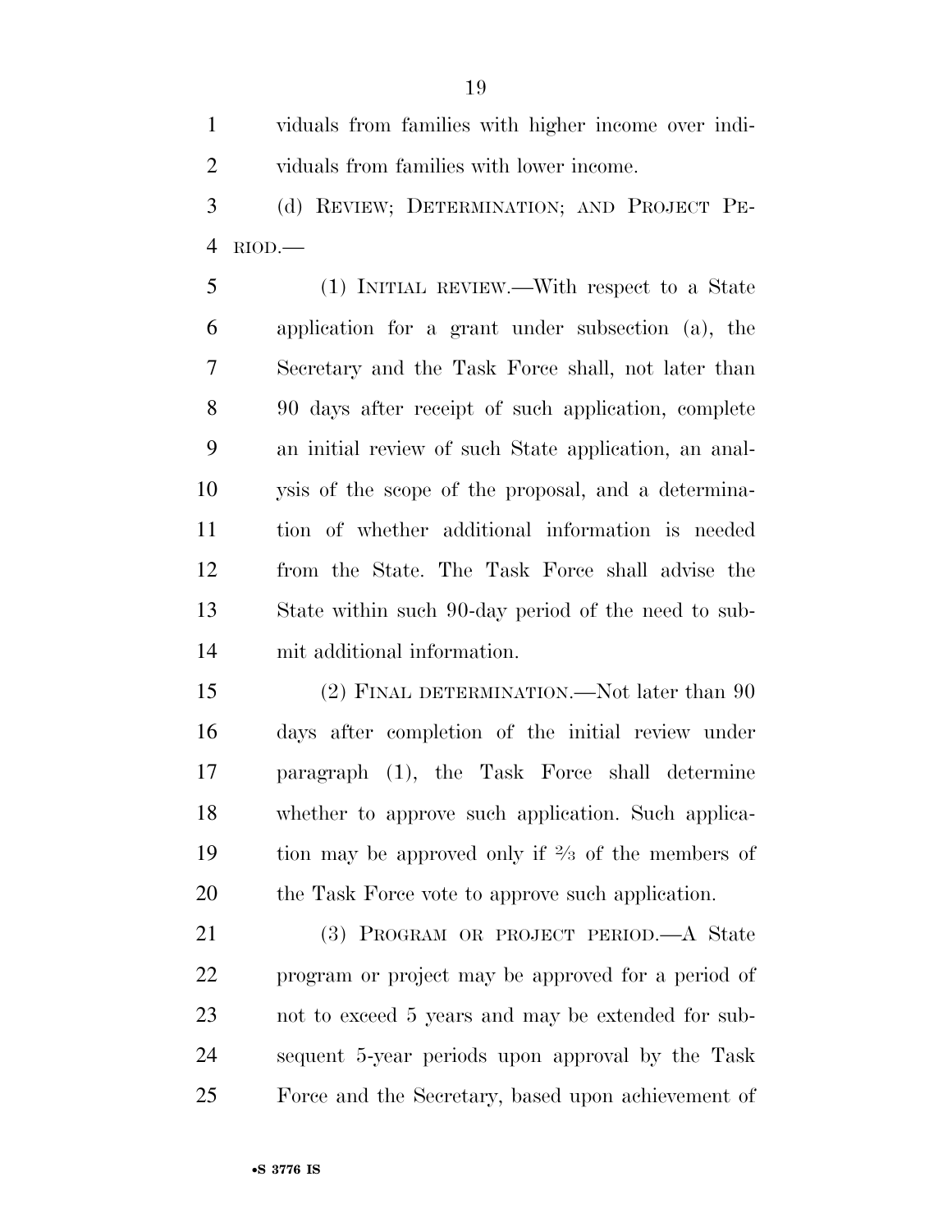viduals from families with higher income over individuals from families with lower income.

(d) REVIEW; DETERMINATION; AND PROJECT PERIOD.—

(1) INITIAL REVIEW.—With respect to a State application for a grant under subsection (a), the Secretary and the Task Force shall, not later than 90 days after receipt of such application, complete an initial review of such State application, an analysis of the scope of the proposal, and a determination of whether additional information is needed from the State. The Task Force shall advise the State within such 90-day period of the need to submit additional information.

(2) FINAL DETERMINATION.—Not later than 90 days after completion of the initial review under paragraph (1), the Task Force shall determine whether to approve such application. Such application may be approved only if ⅔ of the members of the Task Force vote to approve such application.

(3) PROGRAM OR PROJECT PERIOD.—A State program or project may be approved for a period of not to exceed 5 years and may be extended for subsequent 5-year periods upon approval by the Task Force and the Secretary, based upon achievement of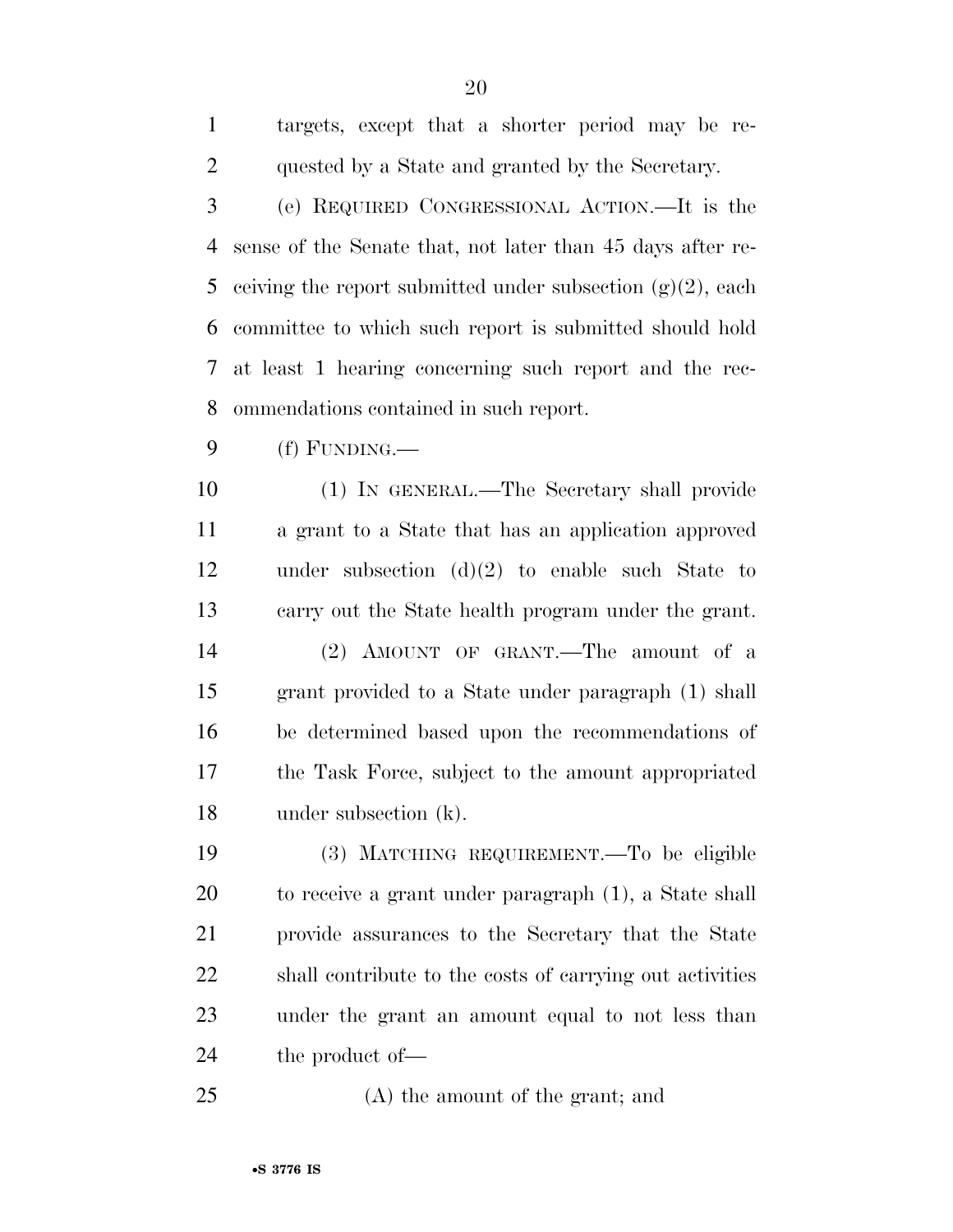targets, except that a shorter period may be requested by a State and granted by the Secretary.

(e) REQUIRED CONGRESSIONAL ACTION.—It is the sense of the Senate that, not later than 45 days after receiving the report submitted under subsection (g)(2), each committee to which such report is submitted should hold at least 1 hearing concerning such report and the recommendations contained in such report.

(f) FUNDING.—

(1) IN GENERAL.—The Secretary shall provide a grant to a State that has an application approved under subsection (d)(2) to enable such State to carry out the State health program under the grant.

(2) AMOUNT OF GRANT.—The amount of a grant provided to a State under paragraph (1) shall be determined based upon the recommendations of the Task Force, subject to the amount appropriated under subsection (k).

(3) MATCHING REQUIREMENT.—To be eligible to receive a grant under paragraph (1), a State shall provide assurances to the Secretary that the State shall contribute to the costs of carrying out activities under the grant an amount equal to not less than the product of—

(A) the amount of the grant; and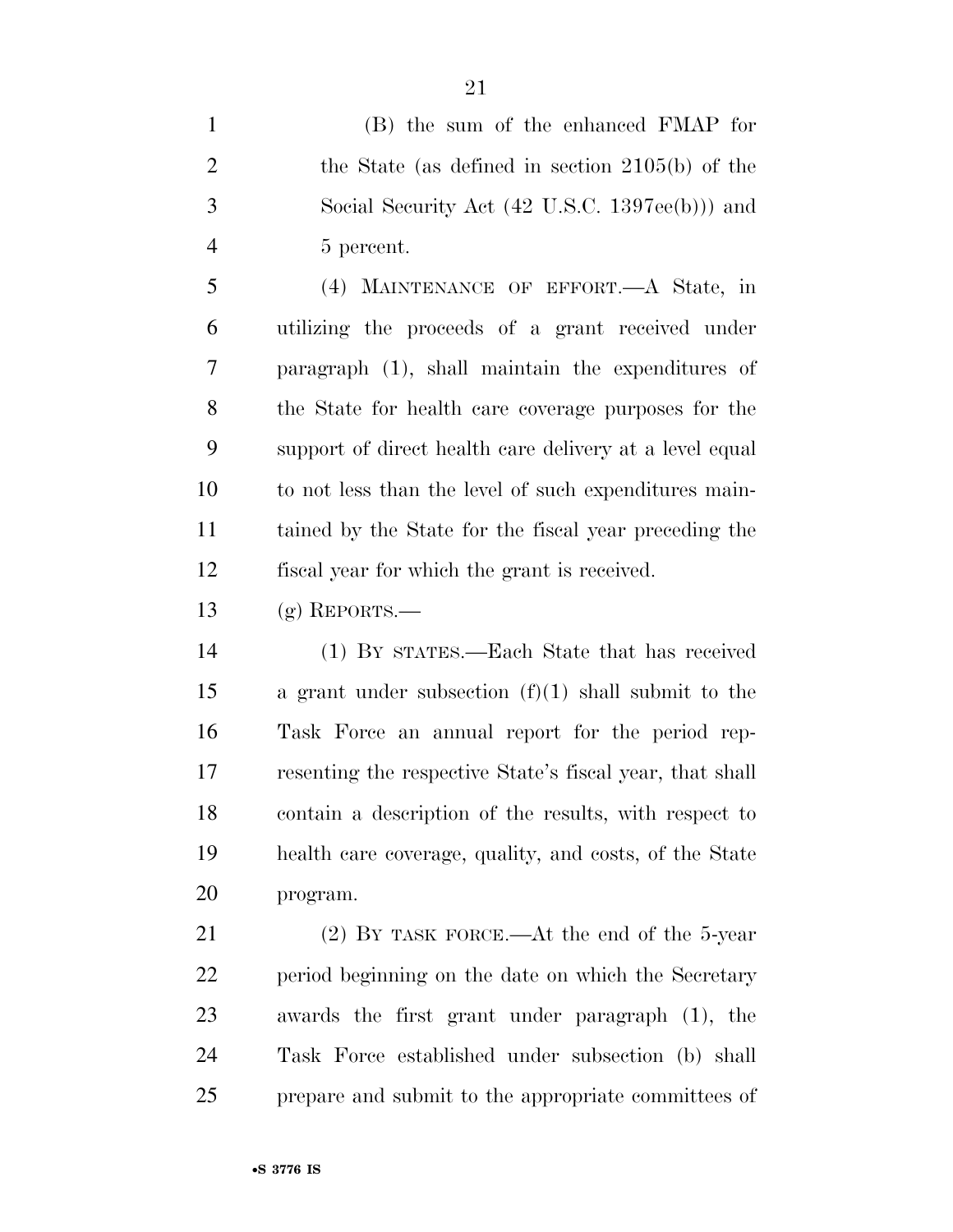(B) the sum of the enhanced FMAP for the State (as defined in section 2105(b) of the Social Security Act (42 U.S.C. 1397ee(b))) and 5 percent.

(4) MAINTENANCE OF EFFORT.—A State, in utilizing the proceeds of a grant received under paragraph (1), shall maintain the expenditures of the State for health care coverage purposes for the support of direct health care delivery at a level equal to not less than the level of such expenditures maintained by the State for the fiscal year preceding the fiscal year for which the grant is received.

(g) REPORTS.—

(1) BY STATES.—Each State that has received a grant under subsection (f)(1) shall submit to the Task Force an annual report for the period representing the respective State's fiscal year, that shall contain a description of the results, with respect to health care coverage, quality, and costs, of the State program.

(2) BY TASK FORCE.—At the end of the 5-year period beginning on the date on which the Secretary awards the first grant under paragraph (1), the Task Force established under subsection (b) shall prepare and submit to the appropriate committees of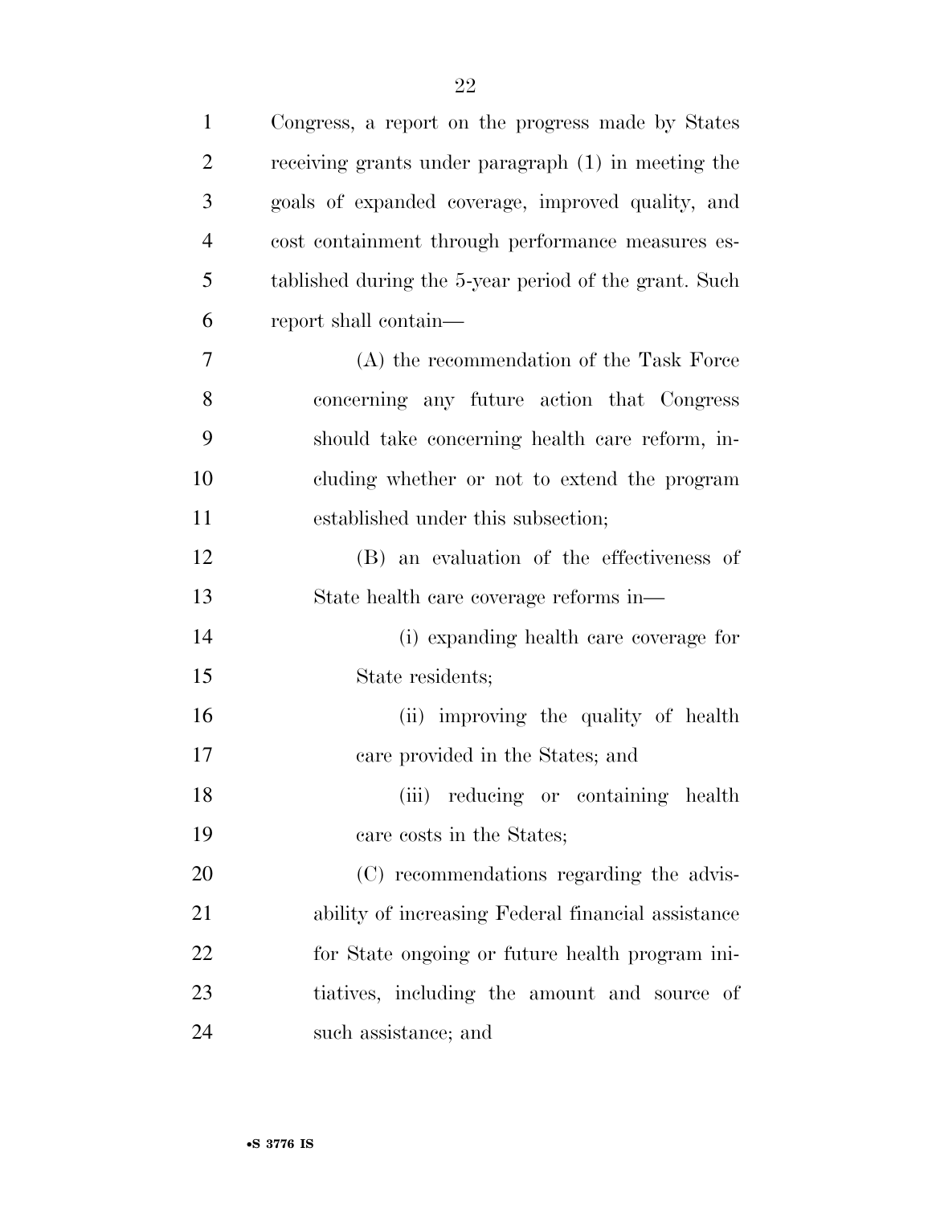Congress, a report on the progress made by States receiving grants under paragraph (1) in meeting the goals of expanded coverage, improved quality, and cost containment through performance measures established during the 5-year period of the grant. Such report shall contain—

(A) the recommendation of the Task Force concerning any future action that Congress should take concerning health care reform, including whether or not to extend the program established under this subsection;

(B) an evaluation of the effectiveness of State health care coverage reforms in—

(i) expanding health care coverage for State residents;

(ii) improving the quality of health care provided in the States; and

(iii) reducing or containing health care costs in the States;

(C) recommendations regarding the advisability of increasing Federal financial assistance for State ongoing or future health program initiatives, including the amount and source of such assistance; and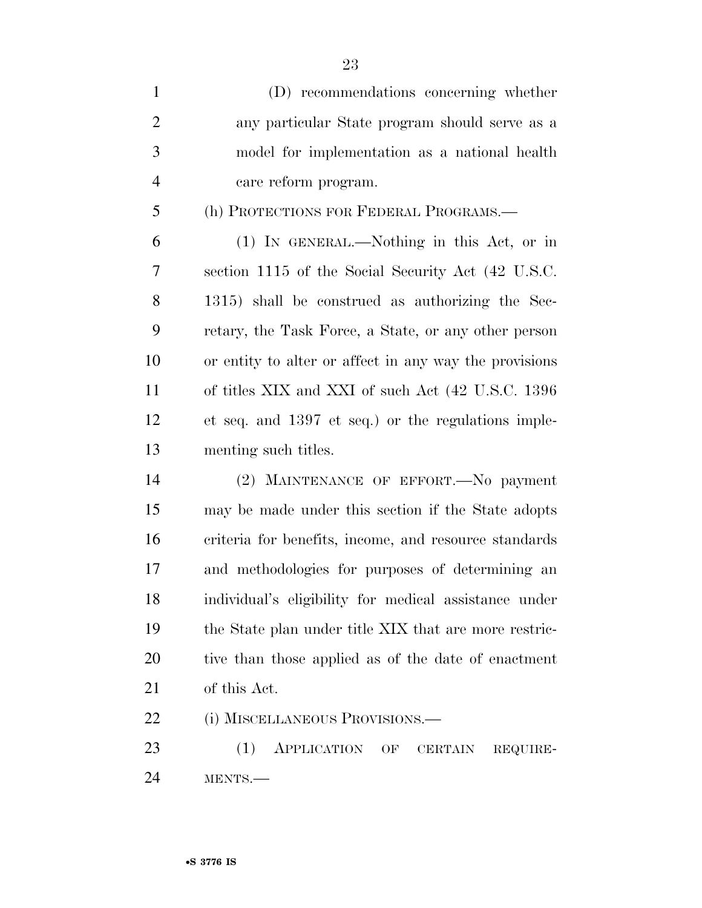(D) recommendations concerning whether any particular State program should serve as a model for implementation as a national health care reform program.

(h) PROTECTIONS FOR FEDERAL PROGRAMS.—

(1) IN GENERAL.—Nothing in this Act, or in section 1115 of the Social Security Act (42 U.S.C. 1315) shall be construed as authorizing the Secretary, the Task Force, a State, or any other person or entity to alter or affect in any way the provisions of titles XIX and XXI of such Act (42 U.S.C. 1396 et seq. and 1397 et seq.) or the regulations implementing such titles.

(2) MAINTENANCE OF EFFORT.—No payment may be made under this section if the State adopts criteria for benefits, income, and resource standards and methodologies for purposes of determining an individual's eligibility for medical assistance under the State plan under title XIX that are more restrictive than those applied as of the date of enactment of this Act.

(i) MISCELLANEOUS PROVISIONS.—

(1) APPLICATION OF CERTAIN REQUIREMENTS.—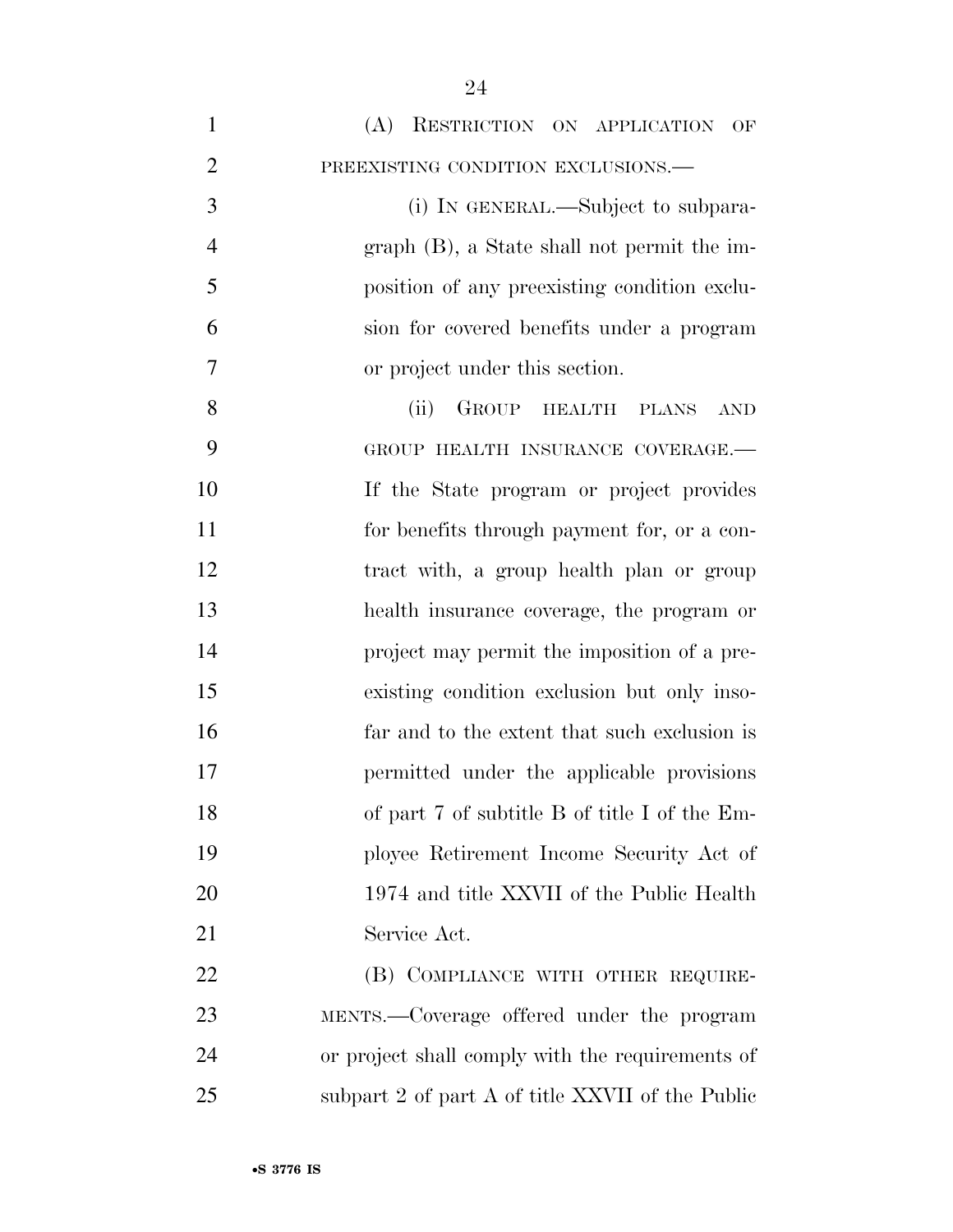(A) RESTRICTION ON APPLICATION OF PREEXISTING CONDITION EXCLUSIONS.—

(i) IN GENERAL.—Subject to subparagraph (B), a State shall not permit the imposition of any preexisting condition exclusion for covered benefits under a program or project under this section.

(ii) GROUP HEALTH PLANS AND GROUP HEALTH INSURANCE COVERAGE.— If the State program or project provides for benefits through payment for, or a contract with, a group health plan or group health insurance coverage, the program or project may permit the imposition of a preexisting condition exclusion but only insofar and to the extent that such exclusion is permitted under the applicable provisions of part 7 of subtitle B of title I of the Employee Retirement Income Security Act of 1974 and title XXVII of the Public Health Service Act.

(B) COMPLIANCE WITH OTHER REQUIREMENTS.—Coverage offered under the program or project shall comply with the requirements of subpart 2 of part A of title XXVII of the Public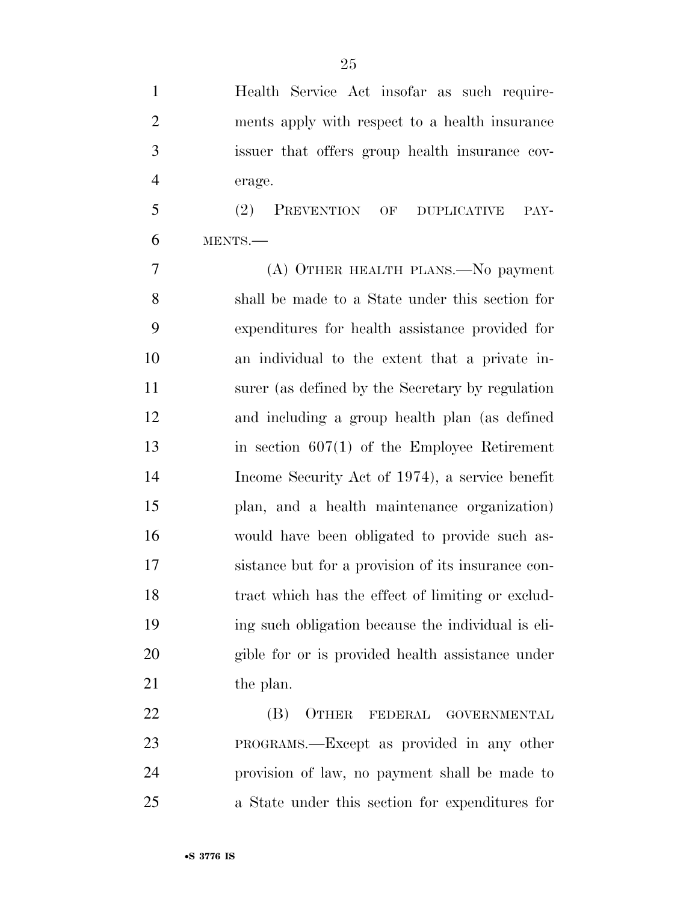Health Service Act insofar as such requirements apply with respect to a health insurance issuer that offers group health insurance coverage.

(2) PREVENTION OF DUPLICATIVE PAYMENTS.—

(A) OTHER HEALTH PLANS.—No payment shall be made to a State under this section for expenditures for health assistance provided for an individual to the extent that a private insurer (as defined by the Secretary by regulation and including a group health plan (as defined in section 607(1) of the Employee Retirement Income Security Act of 1974), a service benefit plan, and a health maintenance organization) would have been obligated to provide such assistance but for a provision of its insurance contract which has the effect of limiting or excluding such obligation because the individual is eligible for or is provided health assistance under the plan.

(B) OTHER FEDERAL GOVERNMENTAL PROGRAMS.—Except as provided in any other provision of law, no payment shall be made to a State under this section for expenditures for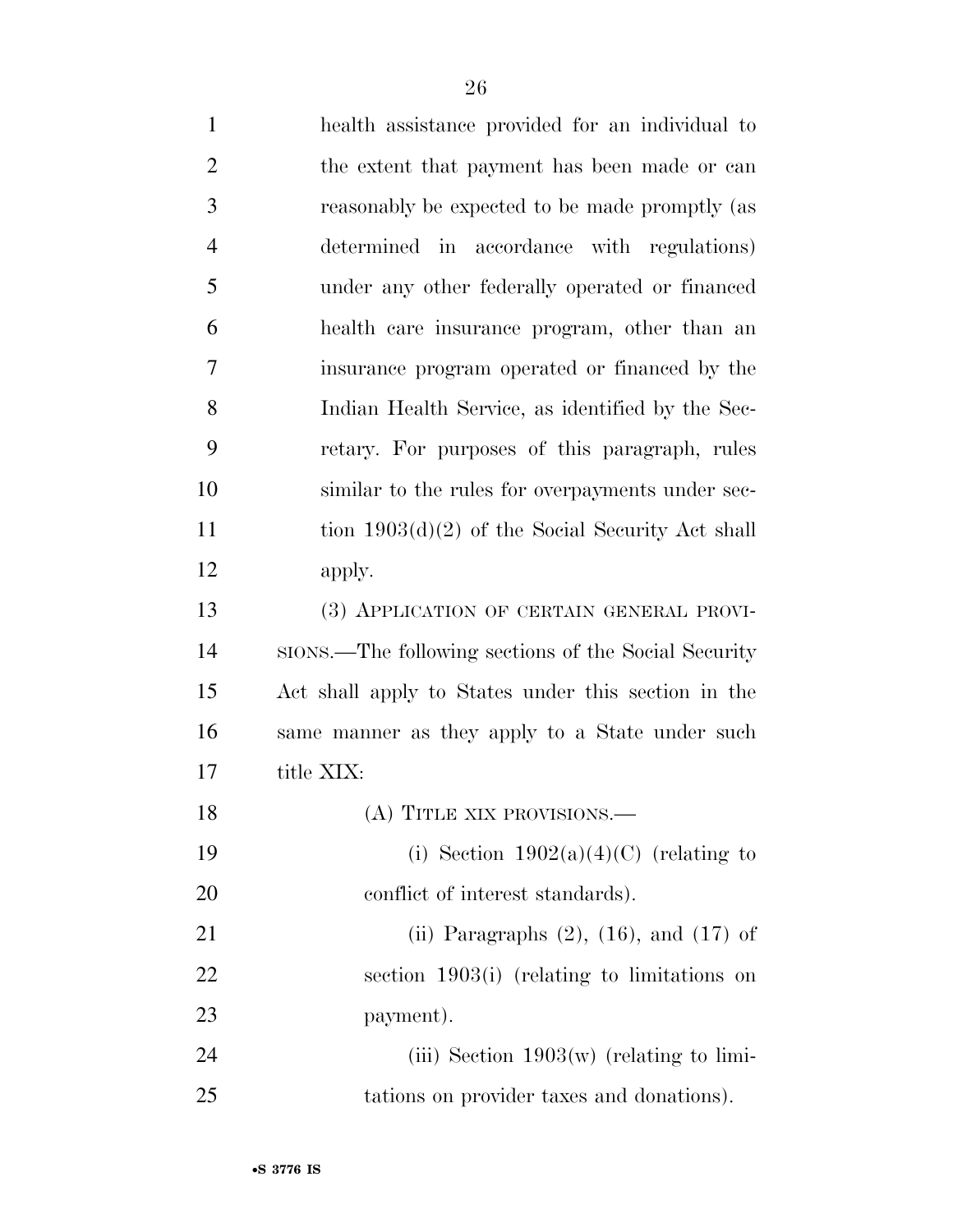health assistance provided for an individual to the extent that payment has been made or can reasonably be expected to be made promptly (as determined in accordance with regulations) under any other federally operated or financed health care insurance program, other than an insurance program operated or financed by the Indian Health Service, as identified by the Secretary. For purposes of this paragraph, rules similar to the rules for overpayments under section 1903(d)(2) of the Social Security Act shall apply.

(3) APPLICATION OF CERTAIN GENERAL PROVISIONS.—The following sections of the Social Security Act shall apply to States under this section in the same manner as they apply to a State under such title XIX:

(A) TITLE XIX PROVISIONS.—

(i) Section 1902(a)(4)(C) (relating to conflict of interest standards).

(ii) Paragraphs (2), (16), and (17) of section 1903(i) (relating to limitations on payment).

(iii) Section 1903(w) (relating to limitations on provider taxes and donations).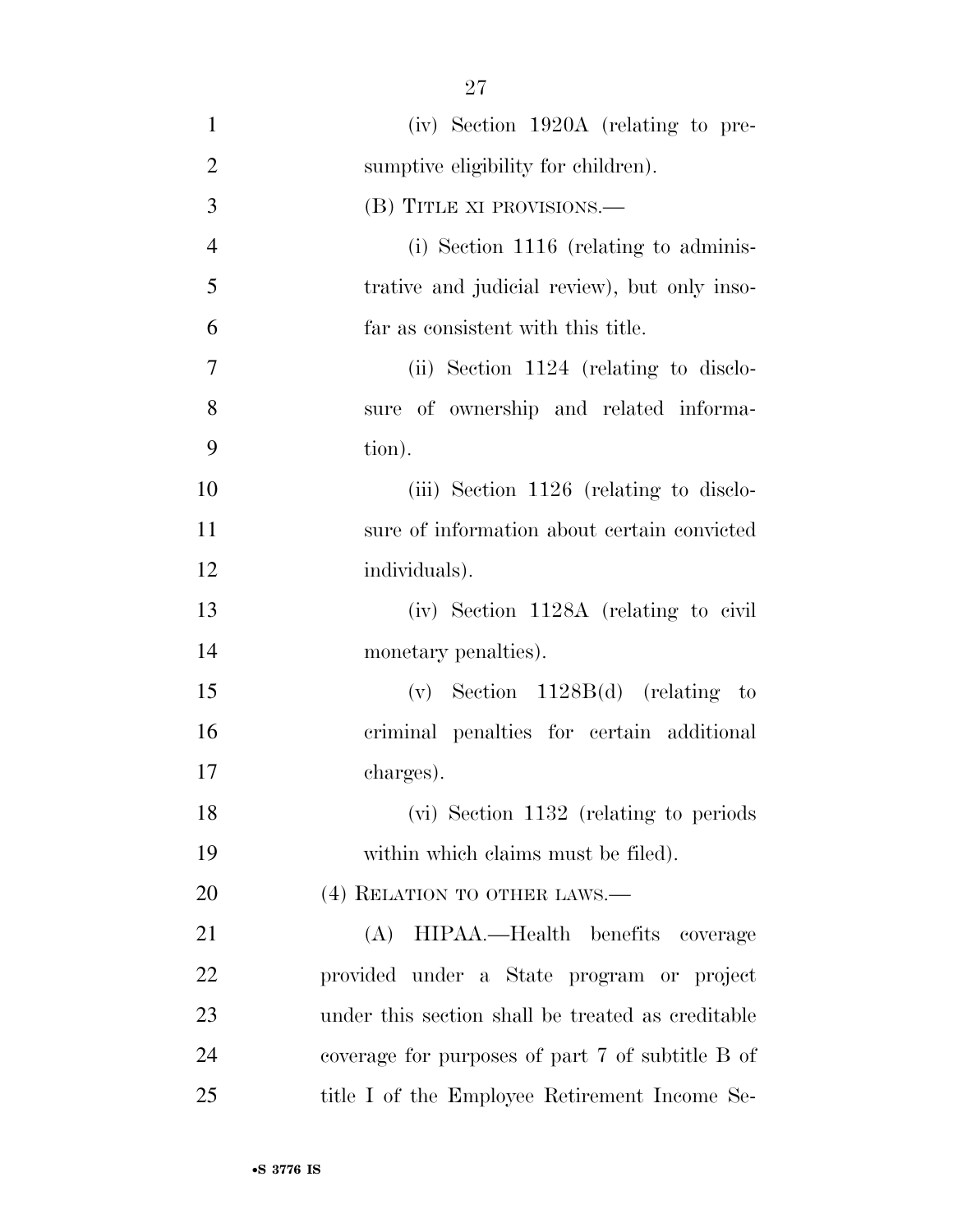(iv) Section 1920A (relating to presumptive eligibility for children).

(B) TITLE XI PROVISIONS.—

(i) Section 1116 (relating to administrative and judicial review), but only insofar as consistent with this title.

(ii) Section 1124 (relating to disclosure of ownership and related information).

(iii) Section 1126 (relating to disclosure of information about certain convicted individuals).

(iv) Section 1128A (relating to civil monetary penalties).

(v) Section 1128B(d) (relating to criminal penalties for certain additional charges).

(vi) Section 1132 (relating to periods within which claims must be filed).

(4) RELATION TO OTHER LAWS.—

(A) HIPAA.—Health benefits coverage provided under a State program or project under this section shall be treated as creditable coverage for purposes of part 7 of subtitle B of title I of the Employee Retirement Income Se-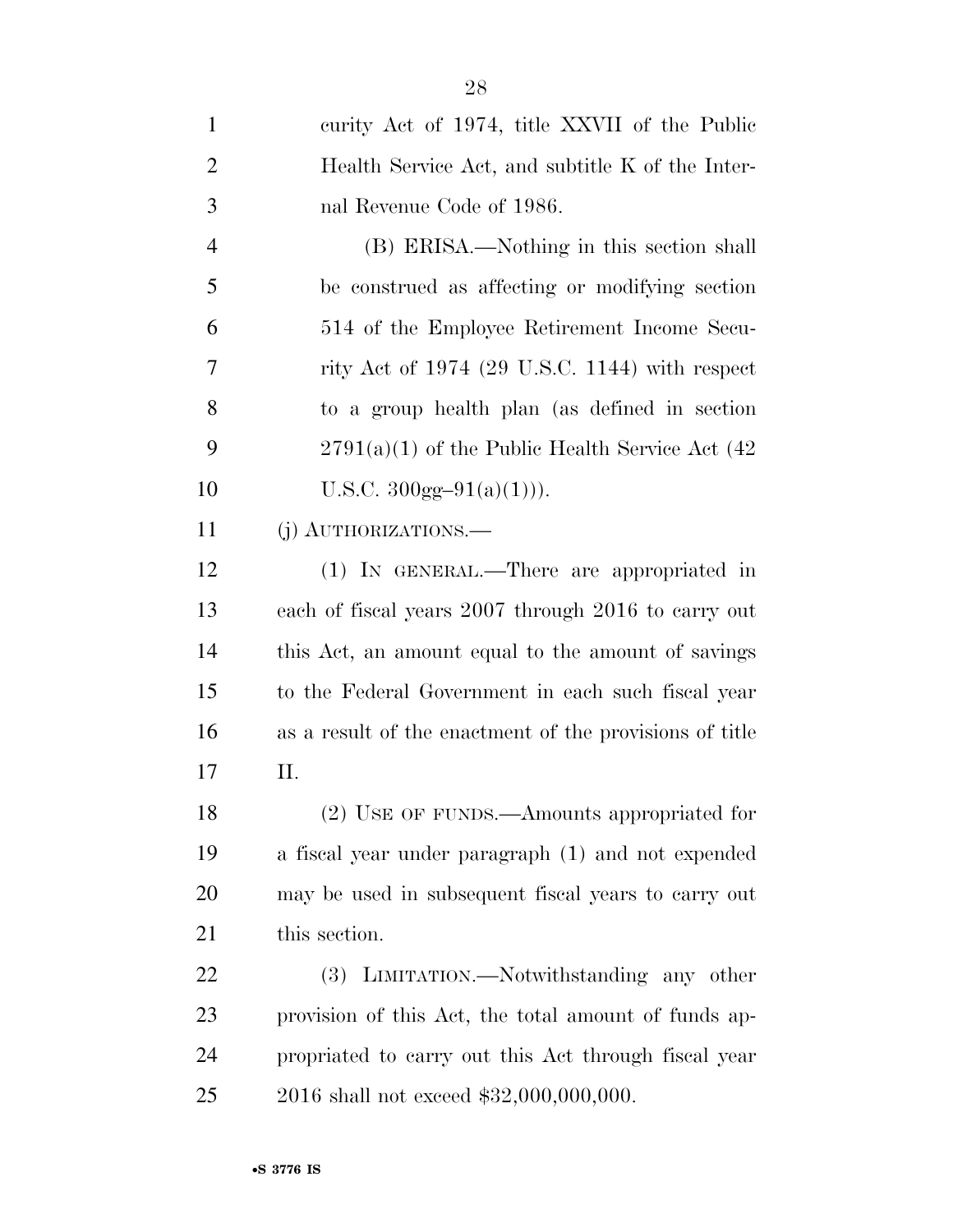curity Act of 1974, title XXVII of the Public Health Service Act, and subtitle K of the Internal Revenue Code of 1986.

(B) ERISA.—Nothing in this section shall be construed as affecting or modifying section 514 of the Employee Retirement Income Security Act of 1974 (29 U.S.C. 1144) with respect to a group health plan (as defined in section 2791(a)(1) of the Public Health Service Act (42 U.S.C. 300gg–91(a)(1))).

(j) AUTHORIZATIONS.—

(1) IN GENERAL.—There are appropriated in each of fiscal years 2007 through 2016 to carry out this Act, an amount equal to the amount of savings to the Federal Government in each such fiscal year as a result of the enactment of the provisions of title II.

(2) USE OF FUNDS.—Amounts appropriated for a fiscal year under paragraph (1) and not expended may be used in subsequent fiscal years to carry out this section.

(3) LIMITATION.—Notwithstanding any other provision of this Act, the total amount of funds appropriated to carry out this Act through fiscal year 2016 shall not exceed $32,000,000,000.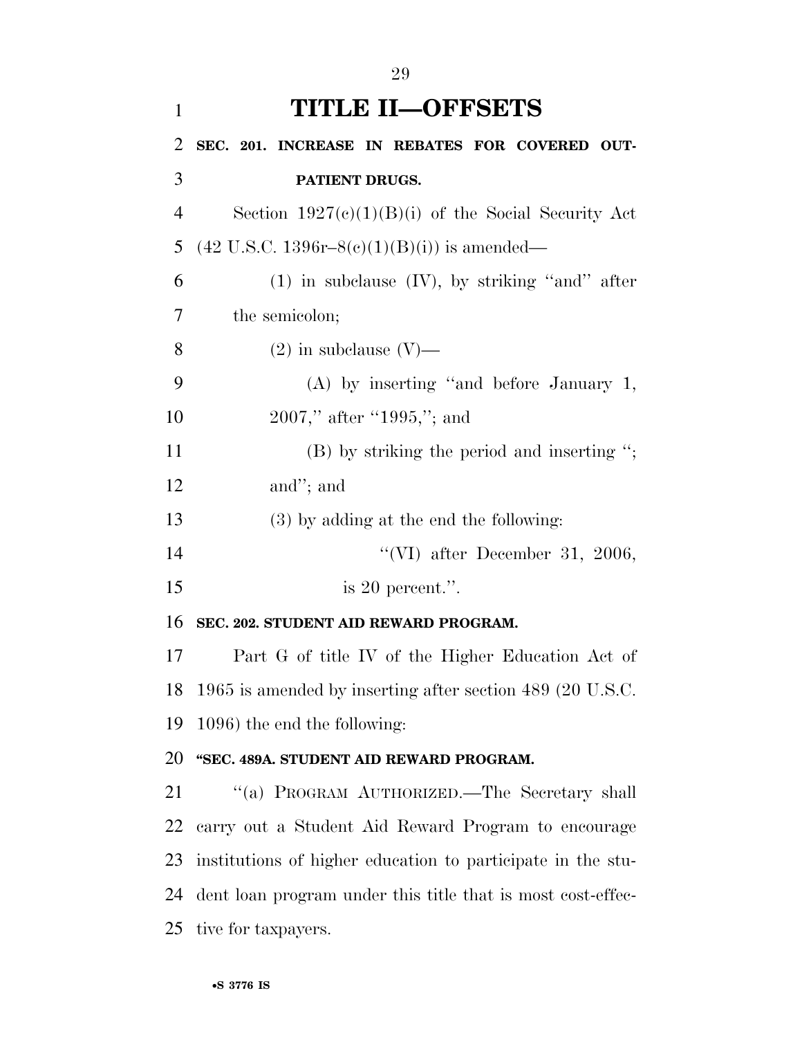# TITLE II—OFFSETS

**SEC. 201. INCREASE IN REBATES FOR COVERED OUTPATIENT DRUGS.**

Section 1927(c)(1)(B)(i) of the Social Security Act (42 U.S.C. 1396r–8(c)(1)(B)(i)) is amended—

(1) in subclause (IV), by striking "and" after the semicolon;

(2) in subclause (V)—

(A) by inserting "and before January 1, 2007," after "1995,"; and

(B) by striking the period and inserting "; and"; and

(3) by adding at the end the following:

"(VI) after December 31, 2006, is 20 percent.".

**SEC. 202. STUDENT AID REWARD PROGRAM.**

Part G of title IV of the Higher Education Act of 1965 is amended by inserting after section 489 (20 U.S.C. 1096) the end the following:

**"SEC. 489A. STUDENT AID REWARD PROGRAM.**

"(a) PROGRAM AUTHORIZED.—The Secretary shall carry out a Student Aid Reward Program to encourage institutions of higher education to participate in the student loan program under this title that is most cost-effective for taxpayers.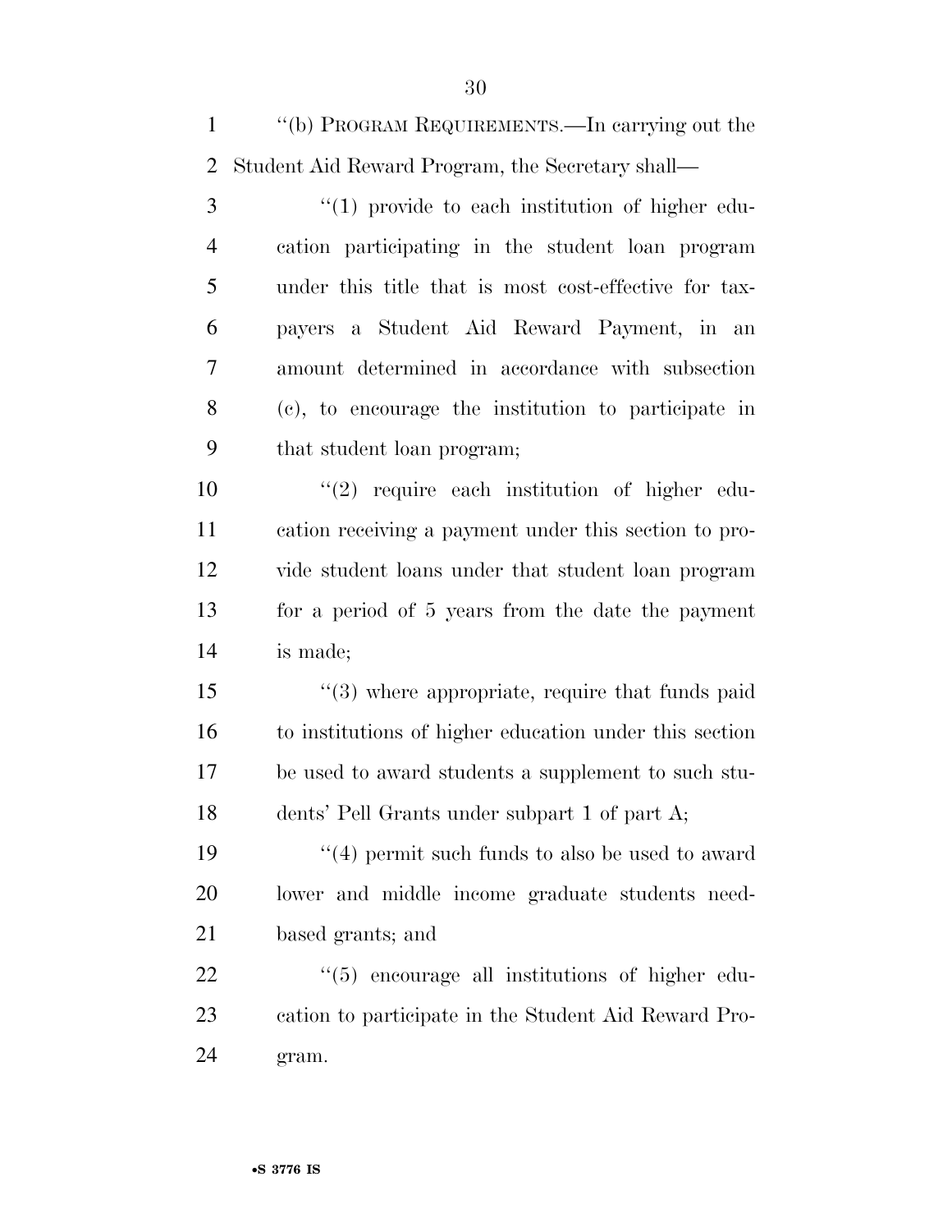''(b) PROGRAM REQUIREMENTS.—In carrying out the Student Aid Reward Program, the Secretary shall—

''(1) provide to each institution of higher education participating in the student loan program under this title that is most cost-effective for taxpayers a Student Aid Reward Payment, in an amount determined in accordance with subsection (c), to encourage the institution to participate in that student loan program;

''(2) require each institution of higher education receiving a payment under this section to provide student loans under that student loan program for a period of 5 years from the date the payment is made;

''(3) where appropriate, require that funds paid to institutions of higher education under this section be used to award students a supplement to such students' Pell Grants under subpart 1 of part A;

''(4) permit such funds to also be used to award lower and middle income graduate students need-based grants; and

''(5) encourage all institutions of higher education to participate in the Student Aid Reward Program.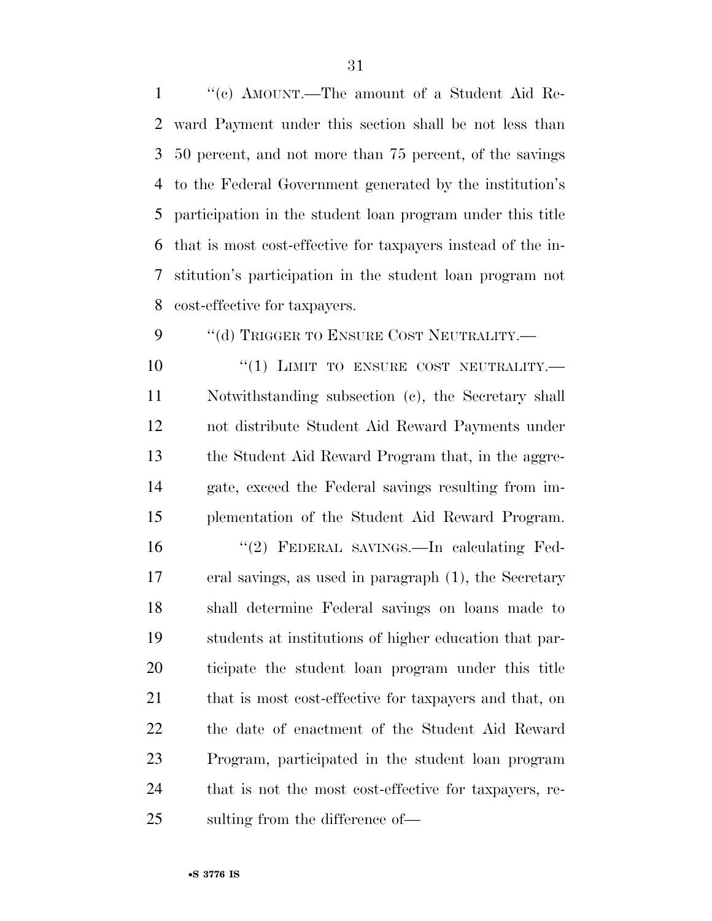"(c) AMOUNT.—The amount of a Student Aid Reward Payment under this section shall be not less than 50 percent, and not more than 75 percent, of the savings to the Federal Government generated by the institution's participation in the student loan program under this title that is most cost-effective for taxpayers instead of the institution's participation in the student loan program not cost-effective for taxpayers.

"(d) TRIGGER TO ENSURE COST NEUTRALITY.—

"(1) LIMIT TO ENSURE COST NEUTRALITY.—Notwithstanding subsection (c), the Secretary shall not distribute Student Aid Reward Payments under the Student Aid Reward Program that, in the aggregate, exceed the Federal savings resulting from implementation of the Student Aid Reward Program.

"(2) FEDERAL SAVINGS.—In calculating Federal savings, as used in paragraph (1), the Secretary shall determine Federal savings on loans made to students at institutions of higher education that participate the student loan program under this title that is most cost-effective for taxpayers and that, on the date of enactment of the Student Aid Reward Program, participated in the student loan program that is not the most cost-effective for taxpayers, resulting from the difference of—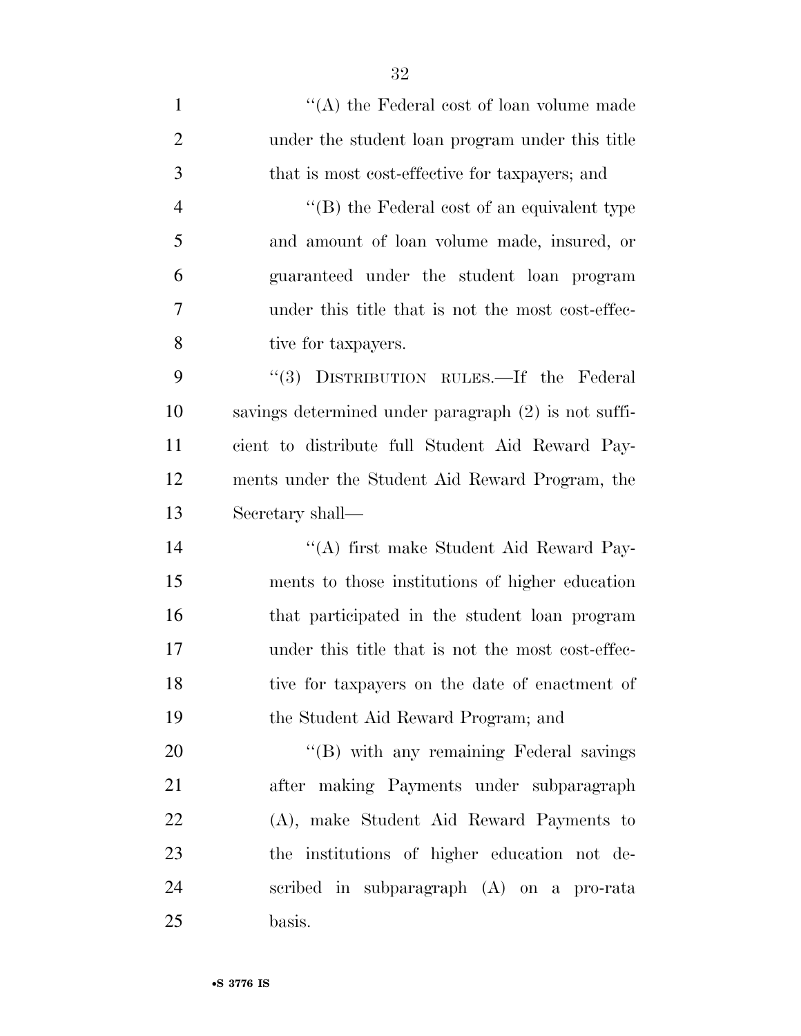''(A) the Federal cost of loan volume made under the student loan program under this title that is most cost-effective for taxpayers; and

''(B) the Federal cost of an equivalent type and amount of loan volume made, insured, or guaranteed under the student loan program under this title that is not the most cost-effective for taxpayers.

''(3) DISTRIBUTION RULES.—If the Federal savings determined under paragraph (2) is not sufficient to distribute full Student Aid Reward Payments under the Student Aid Reward Program, the Secretary shall—

''(A) first make Student Aid Reward Payments to those institutions of higher education that participated in the student loan program under this title that is not the most cost-effective for taxpayers on the date of enactment of the Student Aid Reward Program; and

''(B) with any remaining Federal savings after making Payments under subparagraph (A), make Student Aid Reward Payments to the institutions of higher education not described in subparagraph (A) on a pro-rata basis.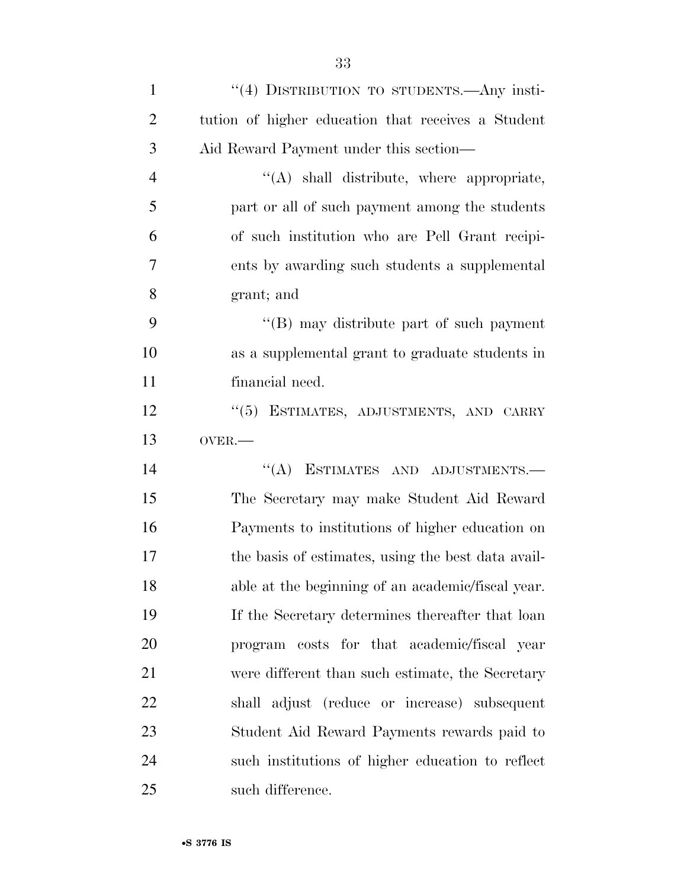''(4) DISTRIBUTION TO STUDENTS.—Any institution of higher education that receives a Student Aid Reward Payment under this section—

''(A) shall distribute, where appropriate, part or all of such payment among the students of such institution who are Pell Grant recipients by awarding such students a supplemental grant; and

''(B) may distribute part of such payment as a supplemental grant to graduate students in financial need.

''(5) ESTIMATES, ADJUSTMENTS, AND CARRY OVER.—

''(A) ESTIMATES AND ADJUSTMENTS.— The Secretary may make Student Aid Reward Payments to institutions of higher education on the basis of estimates, using the best data available at the beginning of an academic/fiscal year. If the Secretary determines thereafter that loan program costs for that academic/fiscal year were different than such estimate, the Secretary shall adjust (reduce or increase) subsequent Student Aid Reward Payments rewards paid to such institutions of higher education to reflect such difference.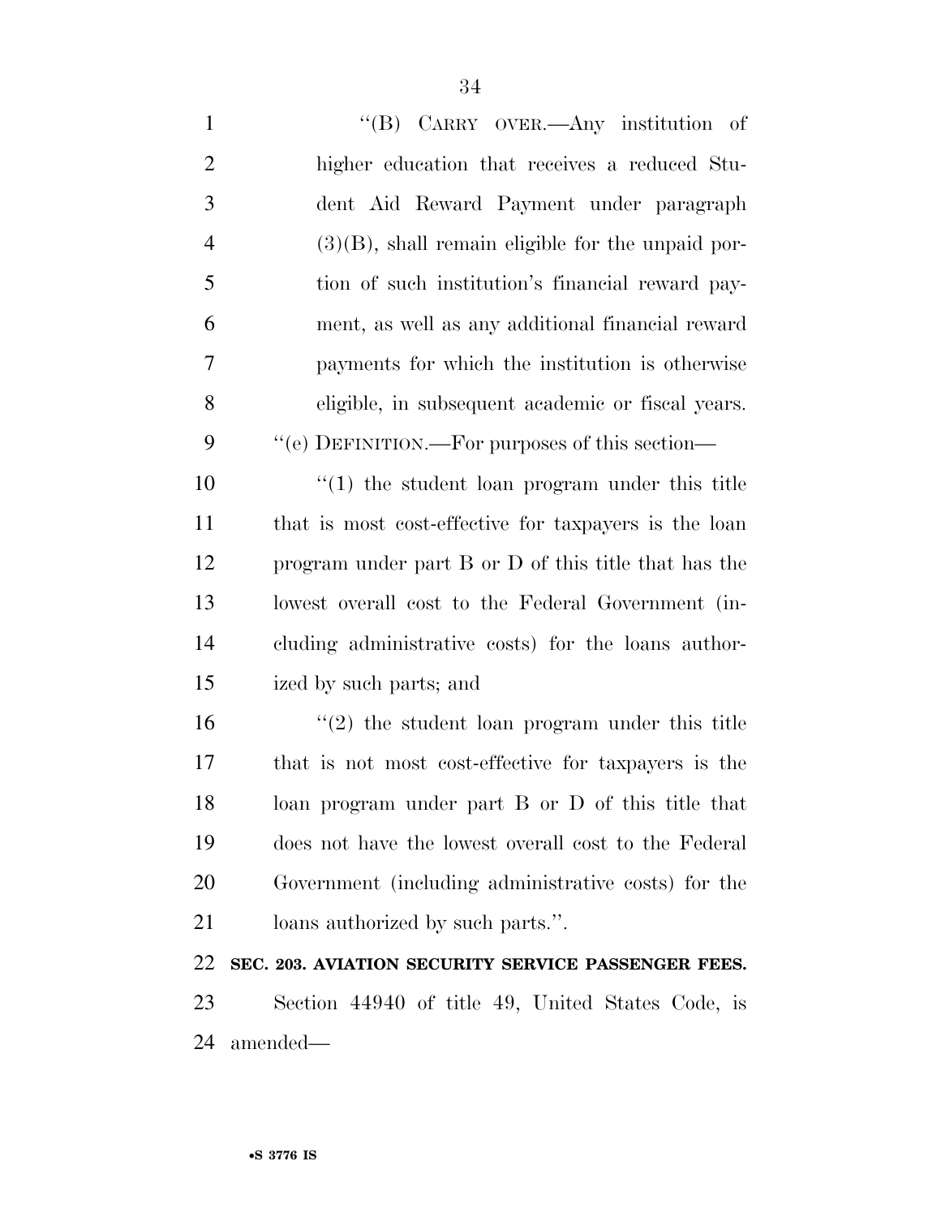"(B) CARRY OVER.—Any institution of higher education that receives a reduced Student Aid Reward Payment under paragraph (3)(B), shall remain eligible for the unpaid portion of such institution's financial reward payment, as well as any additional financial reward payments for which the institution is otherwise eligible, in subsequent academic or fiscal years.

"(e) DEFINITION.—For purposes of this section—

"(1) the student loan program under this title that is most cost-effective for taxpayers is the loan program under part B or D of this title that has the lowest overall cost to the Federal Government (including administrative costs) for the loans authorized by such parts; and

"(2) the student loan program under this title that is not most cost-effective for taxpayers is the loan program under part B or D of this title that does not have the lowest overall cost to the Federal Government (including administrative costs) for the loans authorized by such parts.".

**SEC. 203. AVIATION SECURITY SERVICE PASSENGER FEES.**

Section 44940 of title 49, United States Code, is amended—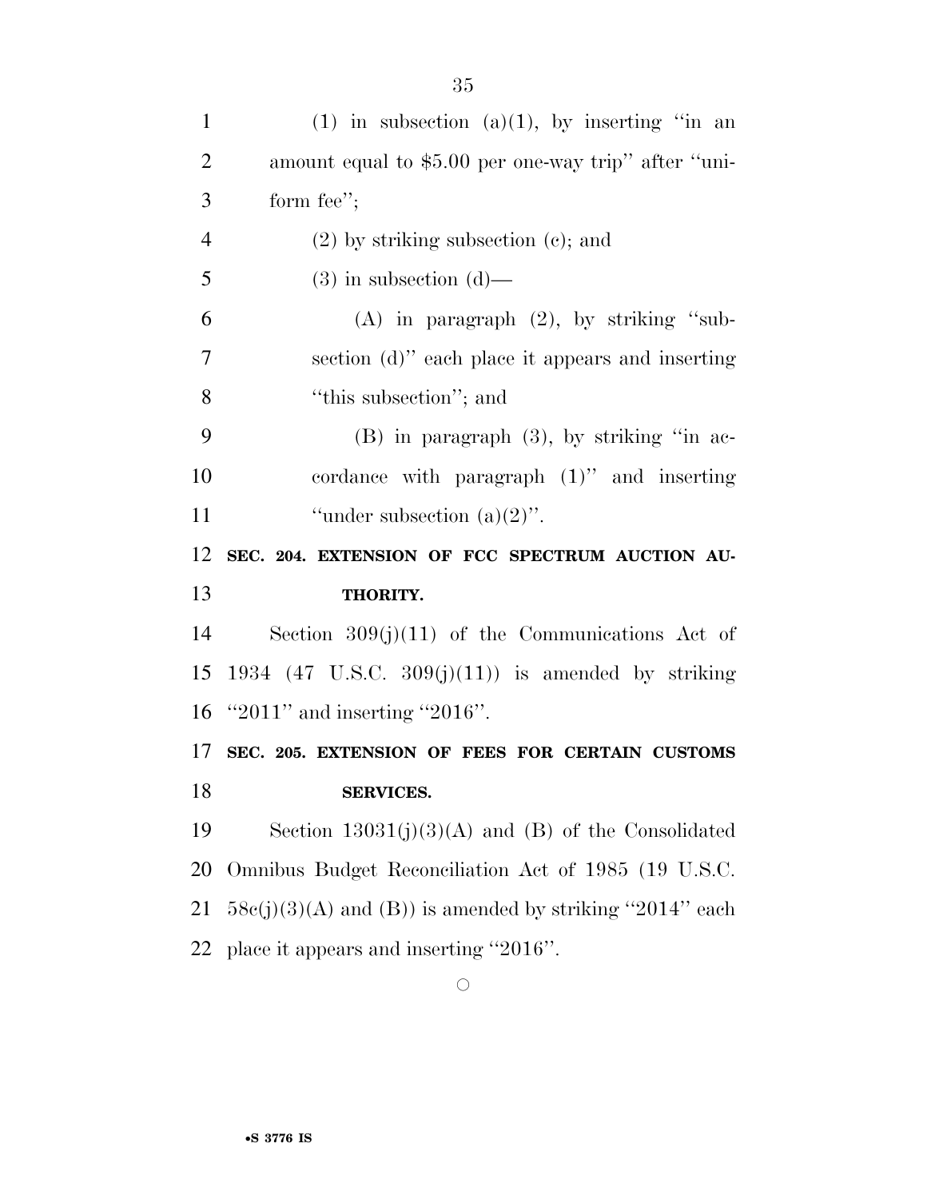(1) in subsection (a)(1), by inserting ''in an amount equal to $5.00 per one-way trip'' after ''uniform fee'';

(2) by striking subsection (c); and

(3) in subsection (d)—

(A) in paragraph (2), by striking ''subsection (d)'' each place it appears and inserting ''this subsection''; and

(B) in paragraph (3), by striking ''in accordance with paragraph (1)'' and inserting ''under subsection (a)(2)''.

**SEC. 204. EXTENSION OF FCC SPECTRUM AUCTION AUTHORITY.**

Section 309(j)(11) of the Communications Act of 1934 (47 U.S.C. 309(j)(11)) is amended by striking ''2011'' and inserting ''2016''.

**SEC. 205. EXTENSION OF FEES FOR CERTAIN CUSTOMS SERVICES.**

Section 13031(j)(3)(A) and (B) of the Consolidated Omnibus Budget Reconciliation Act of 1985 (19 U.S.C. 58c(j)(3)(A) and (B)) is amended by striking ''2014'' each place it appears and inserting ''2016''.

○